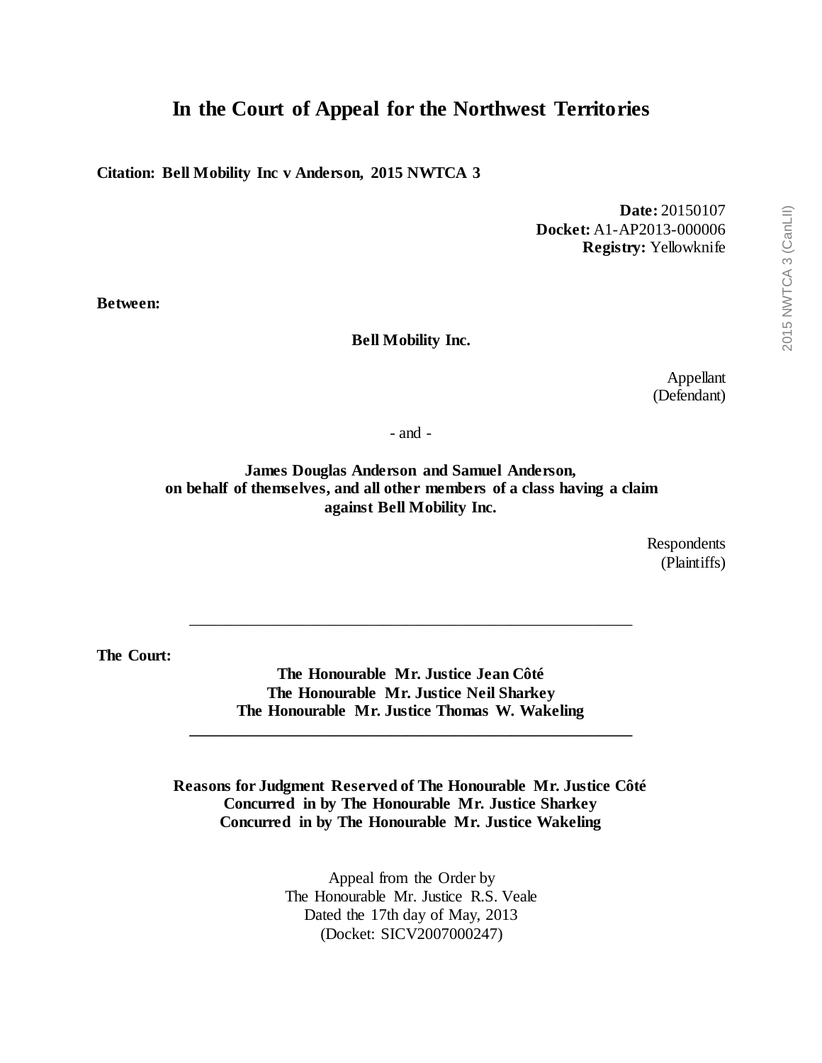# In the Court of Appeal for the Northwest Territories

**Citation: Bell Mobility Inc v Anderson, 2015 NWTCA 3**

**Date:** 20150107
**Docket:** A1-AP2013-000006
**Registry:** Yellowknife

**Between:**

**Bell Mobility Inc.**

Appellant
(Defendant)

- and -

**James Douglas Anderson and Samuel Anderson, on behalf of themselves, and all other members of a class having a claim against Bell Mobility Inc.**

Respondents
(Plaintiffs)

---

**The Court:**

**The Honourable Mr. Justice Jean Côté**
**The Honourable Mr. Justice Neil Sharkey**
**The Honourable Mr. Justice Thomas W. Wakeling**

---

**Reasons for Judgment Reserved of The Honourable Mr. Justice Côté**
**Concurred in by The Honourable Mr. Justice Sharkey**
**Concurred in by The Honourable Mr. Justice Wakeling**

Appeal from the Order by
The Honourable Mr. Justice R.S. Veale
Dated the 17th day of May, 2013
(Docket: SICV2007000247)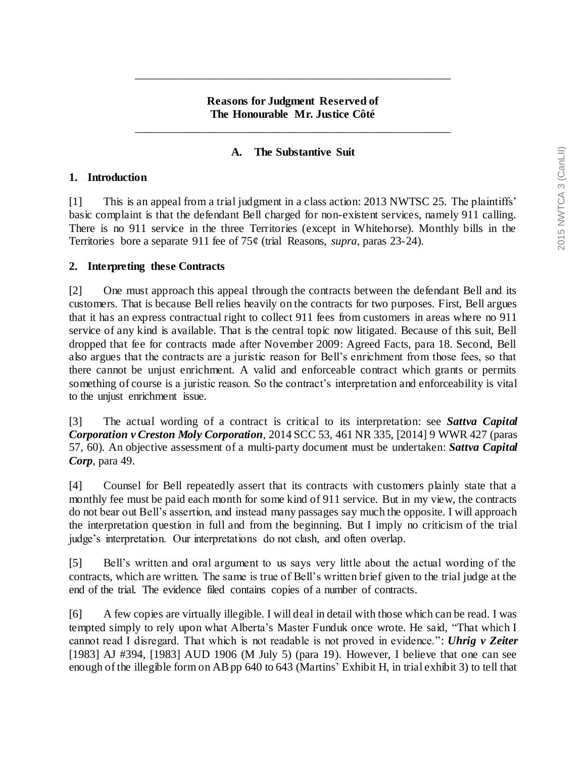**Reasons for Judgment Reserved of**
**The Honourable Mr. Justice Côté**

---

## A. The Substantive Suit

### 1. Introduction

[1] This is an appeal from a trial judgment in a class action: 2013 NWTSC 25. The plaintiffs' basic complaint is that the defendant Bell charged for non-existent services, namely 911 calling. There is no 911 service in the three Territories (except in Whitehorse). Monthly bills in the Territories bore a separate 911 fee of 75¢ (trial Reasons, *supra*, paras 23-24).

### 2. Interpreting these Contracts

[2] One must approach this appeal through the contracts between the defendant Bell and its customers. That is because Bell relies heavily on the contracts for two purposes. First, Bell argues that it has an express contractual right to collect 911 fees from customers in areas where no 911 service of any kind is available. That is the central topic now litigated. Because of this suit, Bell dropped that fee for contracts made after November 2009: Agreed Facts, para 18. Second, Bell also argues that the contracts are a juristic reason for Bell's enrichment from those fees, so that there cannot be unjust enrichment. A valid and enforceable contract which grants or permits something of course is a juristic reason. So the contract's interpretation and enforceability is vital to the unjust enrichment issue.

[3] The actual wording of a contract is critical to its interpretation: see ***Sattva Capital Corporation v Creston Moly Corporation***, 2014 SCC 53, 461 NR 335, [2014] 9 WWR 427 (paras 57, 60). An objective assessment of a multi-party document must be undertaken: ***Sattva Capital Corp***, para 49.

[4] Counsel for Bell repeatedly assert that its contracts with customers plainly state that a monthly fee must be paid each month for some kind of 911 service. But in my view, the contracts do not bear out Bell's assertion, and instead many passages say much the opposite. I will approach the interpretation question in full and from the beginning. But I imply no criticism of the trial judge's interpretation. Our interpretations do not clash, and often overlap.

[5] Bell's written and oral argument to us says very little about the actual wording of the contracts, which are written. The same is true of Bell's written brief given to the trial judge at the end of the trial. The evidence filed contains copies of a number of contracts.

[6] A few copies are virtually illegible. I will deal in detail with those which can be read. I was tempted simply to rely upon what Alberta's Master Funduk once wrote. He said, "That which I cannot read I disregard. That which is not readable is not proved in evidence.": ***Uhrig v Zeiter*** [1983] AJ #394, [1983] AUD 1906 (M July 5) (para 19). However, I believe that one can see enough of the illegible form on AB pp 640 to 643 (Martins' Exhibit H, in trial exhibit 3) to tell that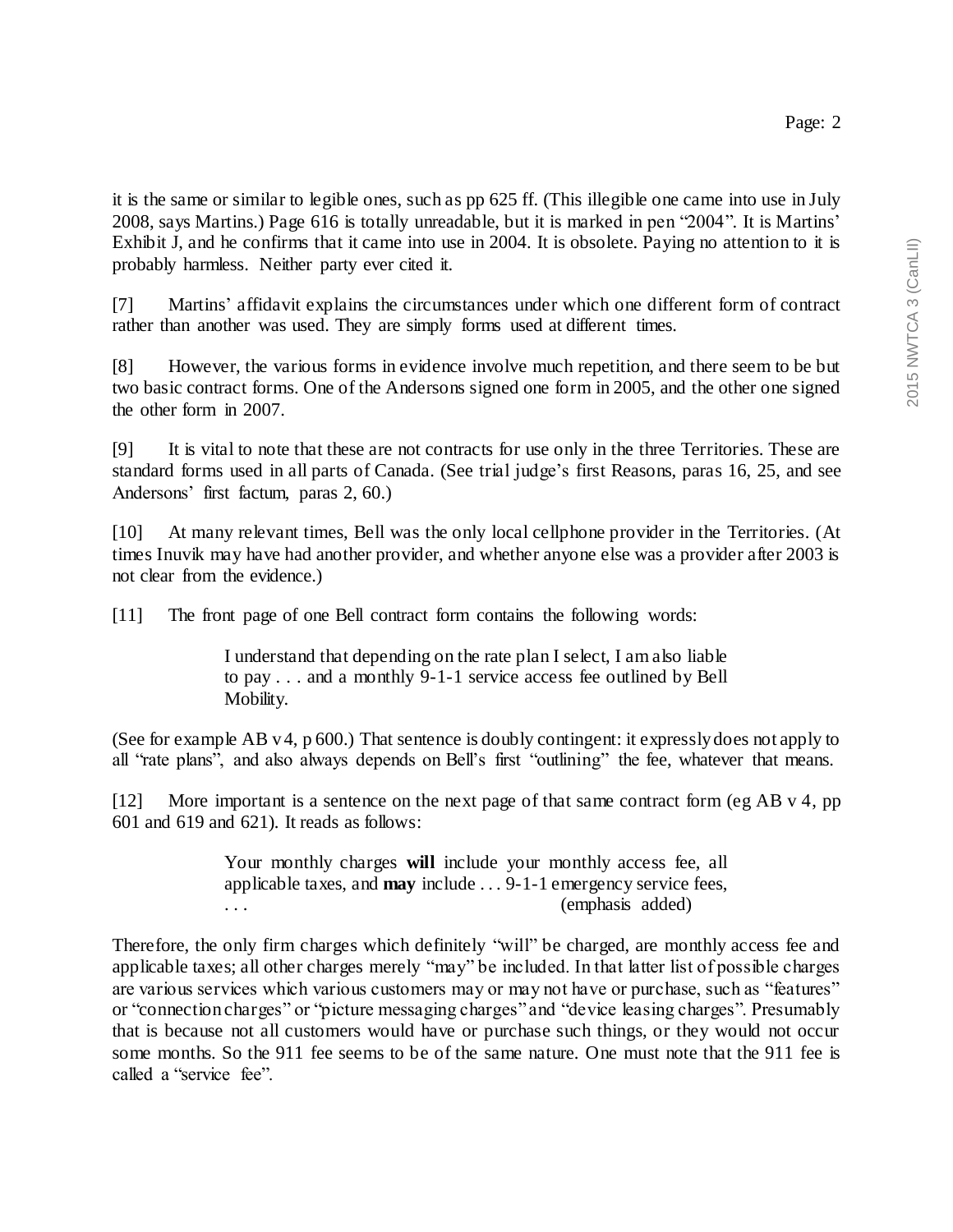it is the same or similar to legible ones, such as pp 625 ff. (This illegible one came into use in July 2008, says Martins.) Page 616 is totally unreadable, but it is marked in pen "2004". It is Martins' Exhibit J, and he confirms that it came into use in 2004. It is obsolete. Paying no attention to it is probably harmless. Neither party ever cited it.

[7] Martins' affidavit explains the circumstances under which one different form of contract rather than another was used. They are simply forms used at different times.

[8] However, the various forms in evidence involve much repetition, and there seem to be but two basic contract forms. One of the Andersons signed one form in 2005, and the other one signed the other form in 2007.

[9] It is vital to note that these are not contracts for use only in the three Territories. These are standard forms used in all parts of Canada. (See trial judge's first Reasons, paras 16, 25, and see Andersons' first factum, paras 2, 60.)

[10] At many relevant times, Bell was the only local cellphone provider in the Territories. (At times Inuvik may have had another provider, and whether anyone else was a provider after 2003 is not clear from the evidence.)

[11] The front page of one Bell contract form contains the following words:

> I understand that depending on the rate plan I select, I am also liable to pay . . . and a monthly 9-1-1 service access fee outlined by Bell Mobility.

(See for example AB v 4, p 600.) That sentence is doubly contingent: it expressly does not apply to all "rate plans", and also always depends on Bell's first "outlining" the fee, whatever that means.

[12] More important is a sentence on the next page of that same contract form (eg AB v 4, pp 601 and 619 and 621). It reads as follows:

> Your monthly charges **will** include your monthly access fee, all applicable taxes, and **may** include . . . 9-1-1 emergency service fees, . . . (emphasis added)

Therefore, the only firm charges which definitely "will" be charged, are monthly access fee and applicable taxes; all other charges merely "may" be included. In that latter list of possible charges are various services which various customers may or may not have or purchase, such as "features" or "connection charges" or "picture messaging charges" and "device leasing charges". Presumably that is because not all customers would have or purchase such things, or they would not occur some months. So the 911 fee seems to be of the same nature. One must note that the 911 fee is called a "service fee".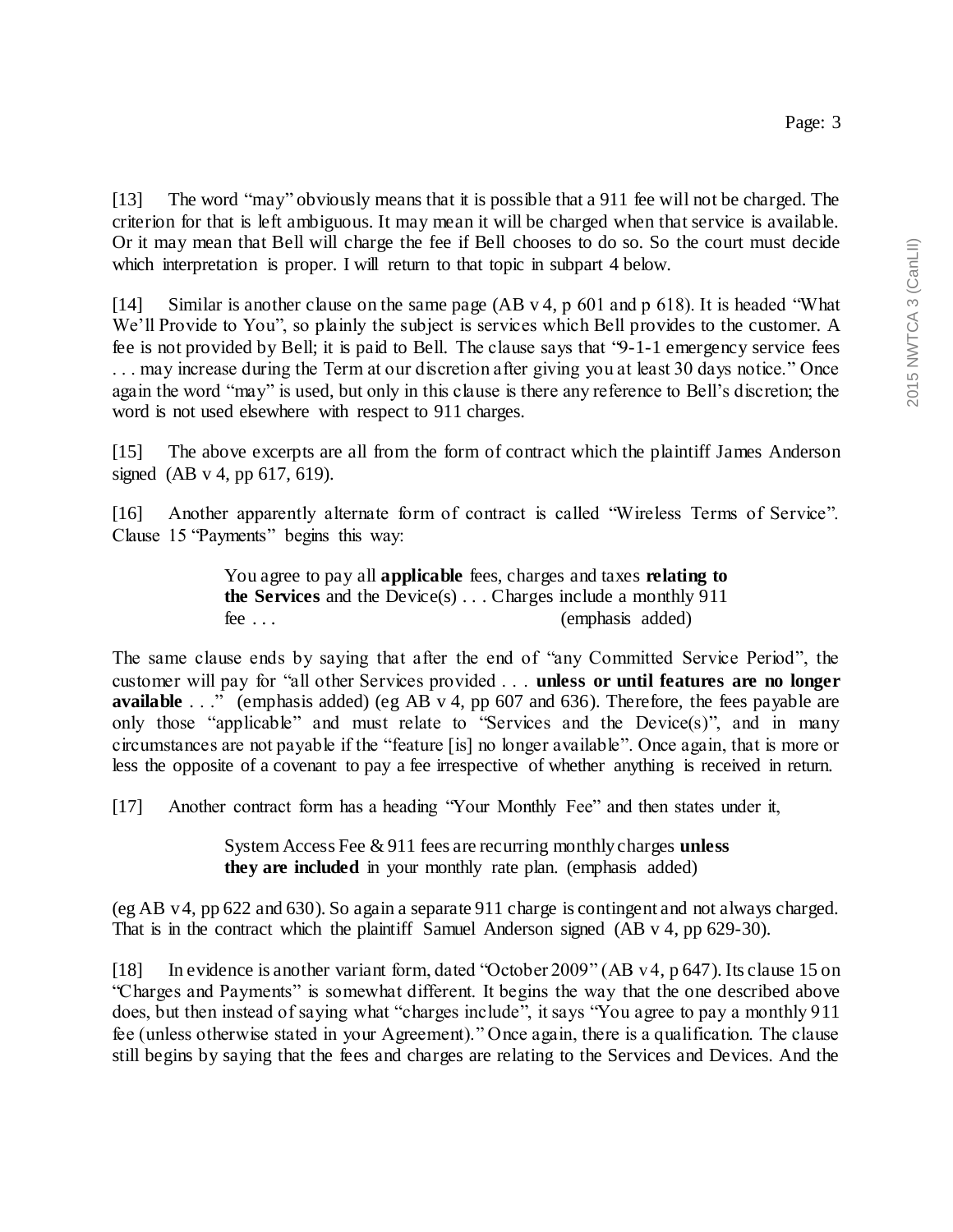[13] The word "may" obviously means that it is possible that a 911 fee will not be charged. The criterion for that is left ambiguous. It may mean it will be charged when that service is available. Or it may mean that Bell will charge the fee if Bell chooses to do so. So the court must decide which interpretation is proper. I will return to that topic in subpart 4 below.

[14] Similar is another clause on the same page (AB v 4, p 601 and p 618). It is headed "What We'll Provide to You", so plainly the subject is services which Bell provides to the customer. A fee is not provided by Bell; it is paid to Bell. The clause says that "9-1-1 emergency service fees . . . may increase during the Term at our discretion after giving you at least 30 days notice." Once again the word "may" is used, but only in this clause is there any reference to Bell's discretion; the word is not used elsewhere with respect to 911 charges.

[15] The above excerpts are all from the form of contract which the plaintiff James Anderson signed (AB v 4, pp 617, 619).

[16] Another apparently alternate form of contract is called "Wireless Terms of Service". Clause 15 "Payments" begins this way:

> You agree to pay all **applicable** fees, charges and taxes **relating to the Services** and the Device(s) . . . Charges include a monthly 911 fee . . . (emphasis added)

The same clause ends by saying that after the end of "any Committed Service Period", the customer will pay for "all other Services provided . . . **unless or until features are no longer available** . . ." (emphasis added) (eg AB v 4, pp 607 and 636). Therefore, the fees payable are only those "applicable" and must relate to "Services and the Device(s)", and in many circumstances are not payable if the "feature [is] no longer available". Once again, that is more or less the opposite of a covenant to pay a fee irrespective of whether anything is received in return.

[17] Another contract form has a heading "Your Monthly Fee" and then states under it,

> System Access Fee & 911 fees are recurring monthly charges **unless they are included** in your monthly rate plan. (emphasis added)

(eg AB v 4, pp 622 and 630). So again a separate 911 charge is contingent and not always charged. That is in the contract which the plaintiff Samuel Anderson signed (AB v 4, pp 629-30).

[18] In evidence is another variant form, dated "October 2009" (AB v 4, p 647). Its clause 15 on "Charges and Payments" is somewhat different. It begins the way that the one described above does, but then instead of saying what "charges include", it says "You agree to pay a monthly 911 fee (unless otherwise stated in your Agreement)." Once again, there is a qualification. The clause still begins by saying that the fees and charges are relating to the Services and Devices. And the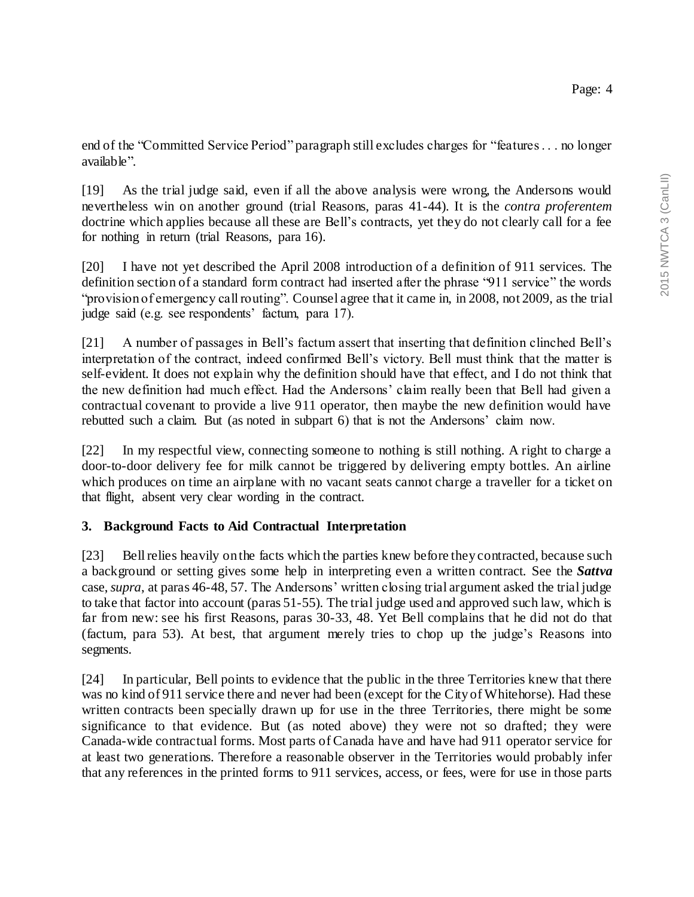end of the "Committed Service Period" paragraph still excludes charges for "features . . . no longer available".

[19] As the trial judge said, even if all the above analysis were wrong, the Andersons would nevertheless win on another ground (trial Reasons, paras 41-44). It is the *contra proferentem* doctrine which applies because all these are Bell's contracts, yet they do not clearly call for a fee for nothing in return (trial Reasons, para 16).

[20] I have not yet described the April 2008 introduction of a definition of 911 services. The definition section of a standard form contract had inserted after the phrase "911 service" the words "provision of emergency call routing". Counsel agree that it came in, in 2008, not 2009, as the trial judge said (e.g. see respondents' factum, para 17).

[21] A number of passages in Bell's factum assert that inserting that definition clinched Bell's interpretation of the contract, indeed confirmed Bell's victory. Bell must think that the matter is self-evident. It does not explain why the definition should have that effect, and I do not think that the new definition had much effect. Had the Andersons' claim really been that Bell had given a contractual covenant to provide a live 911 operator, then maybe the new definition would have rebutted such a claim. But (as noted in subpart 6) that is not the Andersons' claim now.

[22] In my respectful view, connecting someone to nothing is still nothing. A right to charge a door-to-door delivery fee for milk cannot be triggered by delivering empty bottles. An airline which produces on time an airplane with no vacant seats cannot charge a traveller for a ticket on that flight, absent very clear wording in the contract.

### 3. Background Facts to Aid Contractual Interpretation

[23] Bell relies heavily on the facts which the parties knew before they contracted, because such a background or setting gives some help in interpreting even a written contract. See the ***Sattva*** case, *supra*, at paras 46-48, 57. The Andersons' written closing trial argument asked the trial judge to take that factor into account (paras 51-55). The trial judge used and approved such law, which is far from new: see his first Reasons, paras 30-33, 48. Yet Bell complains that he did not do that (factum, para 53). At best, that argument merely tries to chop up the judge's Reasons into segments.

[24] In particular, Bell points to evidence that the public in the three Territories knew that there was no kind of 911 service there and never had been (except for the City of Whitehorse). Had these written contracts been specially drawn up for use in the three Territories, there might be some significance to that evidence. But (as noted above) they were not so drafted; they were Canada-wide contractual forms. Most parts of Canada have and have had 911 operator service for at least two generations. Therefore a reasonable observer in the Territories would probably infer that any references in the printed forms to 911 services, access, or fees, were for use in those parts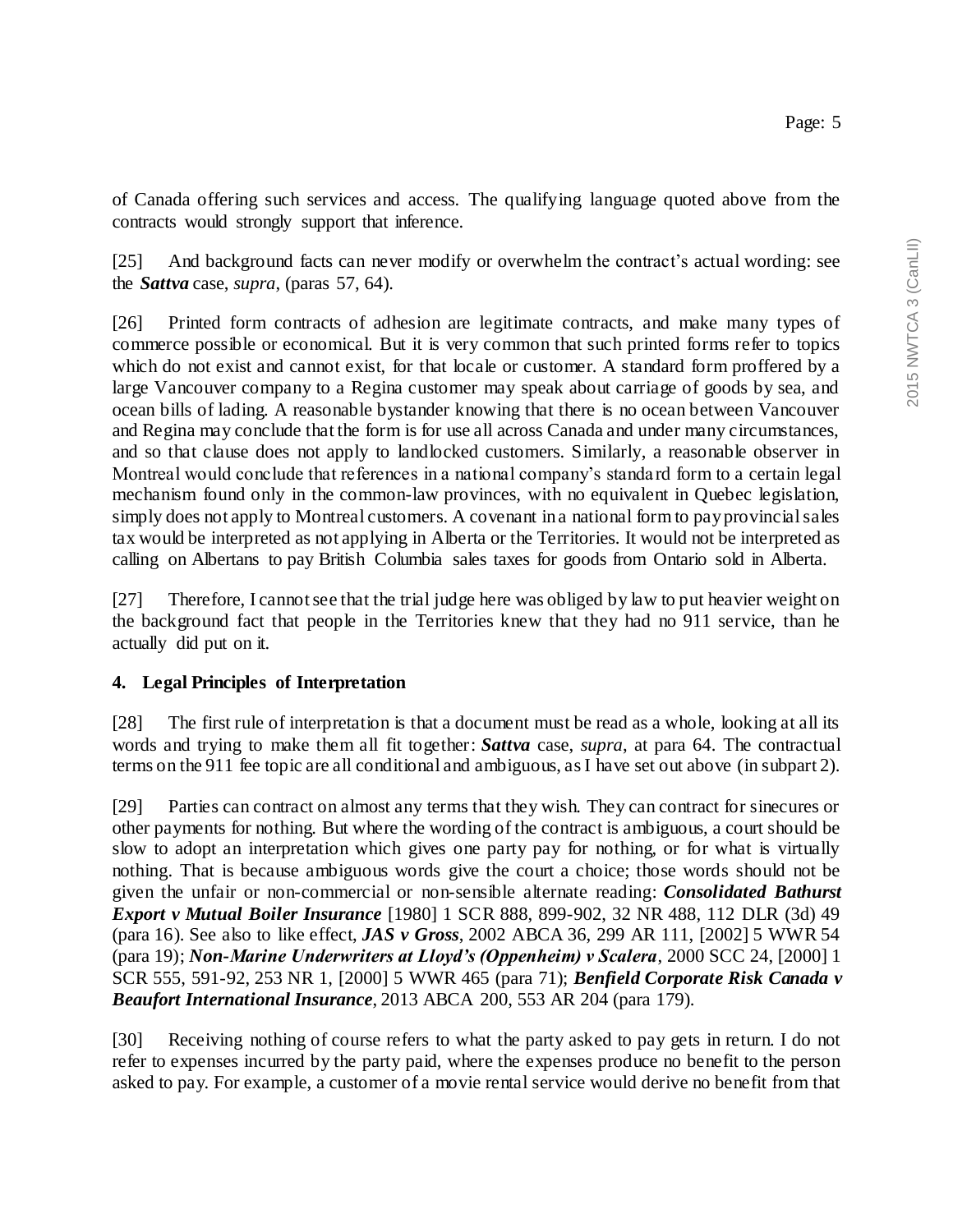of Canada offering such services and access. The qualifying language quoted above from the contracts would strongly support that inference.

[25] And background facts can never modify or overwhelm the contract's actual wording: see the ***Sattva*** case, *supra*, (paras 57, 64).

[26] Printed form contracts of adhesion are legitimate contracts, and make many types of commerce possible or economical. But it is very common that such printed forms refer to topics which do not exist and cannot exist, for that locale or customer. A standard form proffered by a large Vancouver company to a Regina customer may speak about carriage of goods by sea, and ocean bills of lading. A reasonable bystander knowing that there is no ocean between Vancouver and Regina may conclude that the form is for use all across Canada and under many circumstances, and so that clause does not apply to landlocked customers. Similarly, a reasonable observer in Montreal would conclude that references in a national company's standard form to a certain legal mechanism found only in the common-law provinces, with no equivalent in Quebec legislation, simply does not apply to Montreal customers. A covenant in a national form to pay provincial sales tax would be interpreted as not applying in Alberta or the Territories. It would not be interpreted as calling on Albertans to pay British Columbia sales taxes for goods from Ontario sold in Alberta.

[27] Therefore, I cannot see that the trial judge here was obliged by law to put heavier weight on the background fact that people in the Territories knew that they had no 911 service, than he actually did put on it.

## 4. Legal Principles of Interpretation

[28] The first rule of interpretation is that a document must be read as a whole, looking at all its words and trying to make them all fit together: ***Sattva*** case, *supra*, at para 64. The contractual terms on the 911 fee topic are all conditional and ambiguous, as I have set out above (in subpart 2).

[29] Parties can contract on almost any terms that they wish. They can contract for sinecures or other payments for nothing. But where the wording of the contract is ambiguous, a court should be slow to adopt an interpretation which gives one party pay for nothing, or for what is virtually nothing. That is because ambiguous words give the court a choice; those words should not be given the unfair or non-commercial or non-sensible alternate reading: ***Consolidated Bathurst Export v Mutual Boiler Insurance*** [1980] 1 SCR 888, 899-902, 32 NR 488, 112 DLR (3d) 49 (para 16). See also to like effect, ***JAS v Gross***, 2002 ABCA 36, 299 AR 111, [2002] 5 WWR 54 (para 19); ***Non-Marine Underwriters at Lloyd's (Oppenheim) v Scalera***, 2000 SCC 24, [2000] 1 SCR 555, 591-92, 253 NR 1, [2000] 5 WWR 465 (para 71); ***Benfield Corporate Risk Canada v Beaufort International Insurance***, 2013 ABCA 200, 553 AR 204 (para 179).

[30] Receiving nothing of course refers to what the party asked to pay gets in return. I do not refer to expenses incurred by the party paid, where the expenses produce no benefit to the person asked to pay. For example, a customer of a movie rental service would derive no benefit from that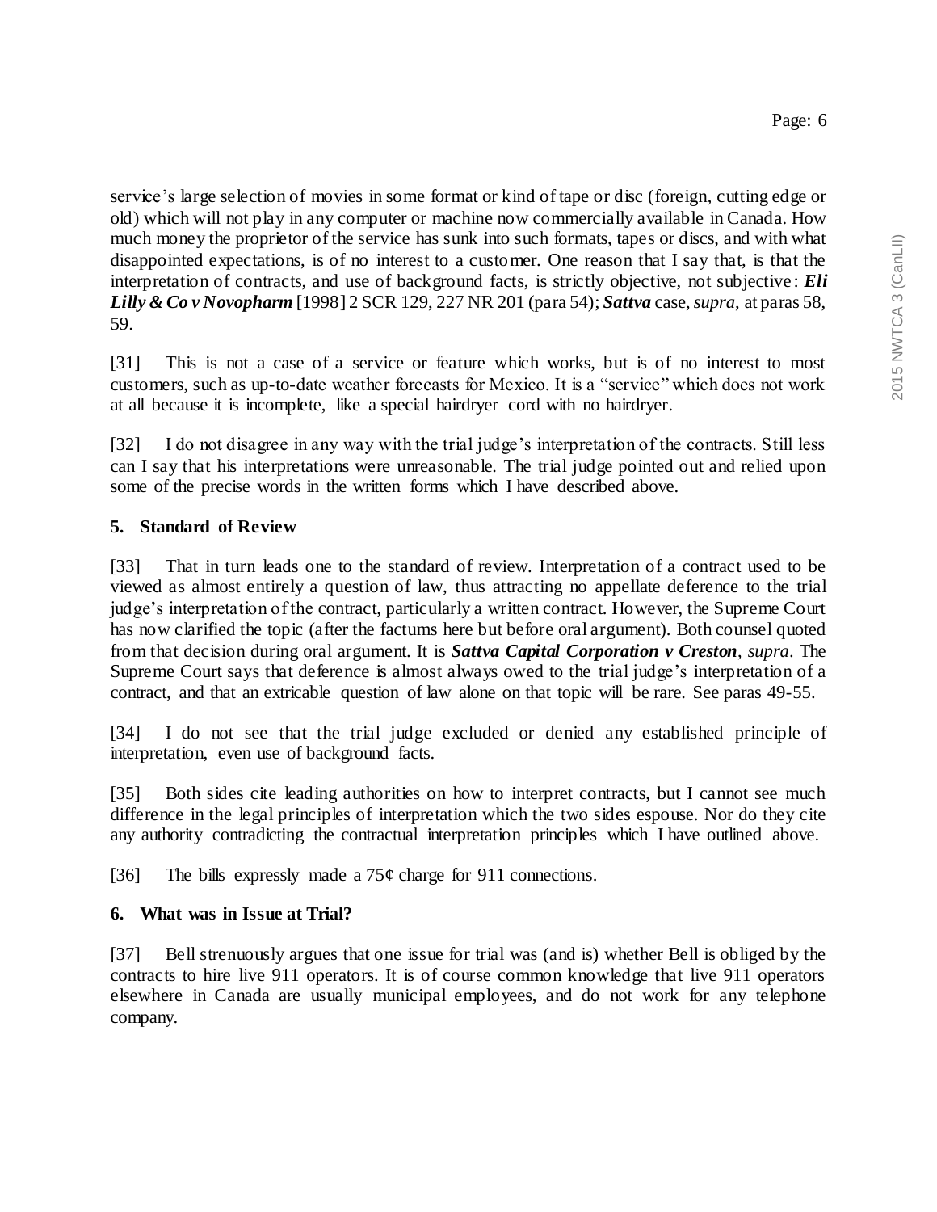service's large selection of movies in some format or kind of tape or disc (foreign, cutting edge or old) which will not play in any computer or machine now commercially available in Canada. How much money the proprietor of the service has sunk into such formats, tapes or discs, and with what disappointed expectations, is of no interest to a customer. One reason that I say that, is that the interpretation of contracts, and use of background facts, is strictly objective, not subjective: ***Eli Lilly & Co v Novopharm*** [1998] 2 SCR 129, 227 NR 201 (para 54); ***Sattva*** case, *supra*, at paras 58, 59.

[31] This is not a case of a service or feature which works, but is of no interest to most customers, such as up-to-date weather forecasts for Mexico. It is a "service" which does not work at all because it is incomplete, like a special hairdryer cord with no hairdryer.

[32] I do not disagree in any way with the trial judge's interpretation of the contracts. Still less can I say that his interpretations were unreasonable. The trial judge pointed out and relied upon some of the precise words in the written forms which I have described above.

## 5. Standard of Review

[33] That in turn leads one to the standard of review. Interpretation of a contract used to be viewed as almost entirely a question of law, thus attracting no appellate deference to the trial judge's interpretation of the contract, particularly a written contract. However, the Supreme Court has now clarified the topic (after the factums here but before oral argument). Both counsel quoted from that decision during oral argument. It is ***Sattva Capital Corporation v Creston***, *supra*. The Supreme Court says that deference is almost always owed to the trial judge's interpretation of a contract, and that an extricable question of law alone on that topic will be rare. See paras 49-55.

[34] I do not see that the trial judge excluded or denied any established principle of interpretation, even use of background facts.

[35] Both sides cite leading authorities on how to interpret contracts, but I cannot see much difference in the legal principles of interpretation which the two sides espouse. Nor do they cite any authority contradicting the contractual interpretation principles which I have outlined above.

[36] The bills expressly made a 75¢ charge for 911 connections.

## 6. What was in Issue at Trial?

[37] Bell strenuously argues that one issue for trial was (and is) whether Bell is obliged by the contracts to hire live 911 operators. It is of course common knowledge that live 911 operators elsewhere in Canada are usually municipal employees, and do not work for any telephone company.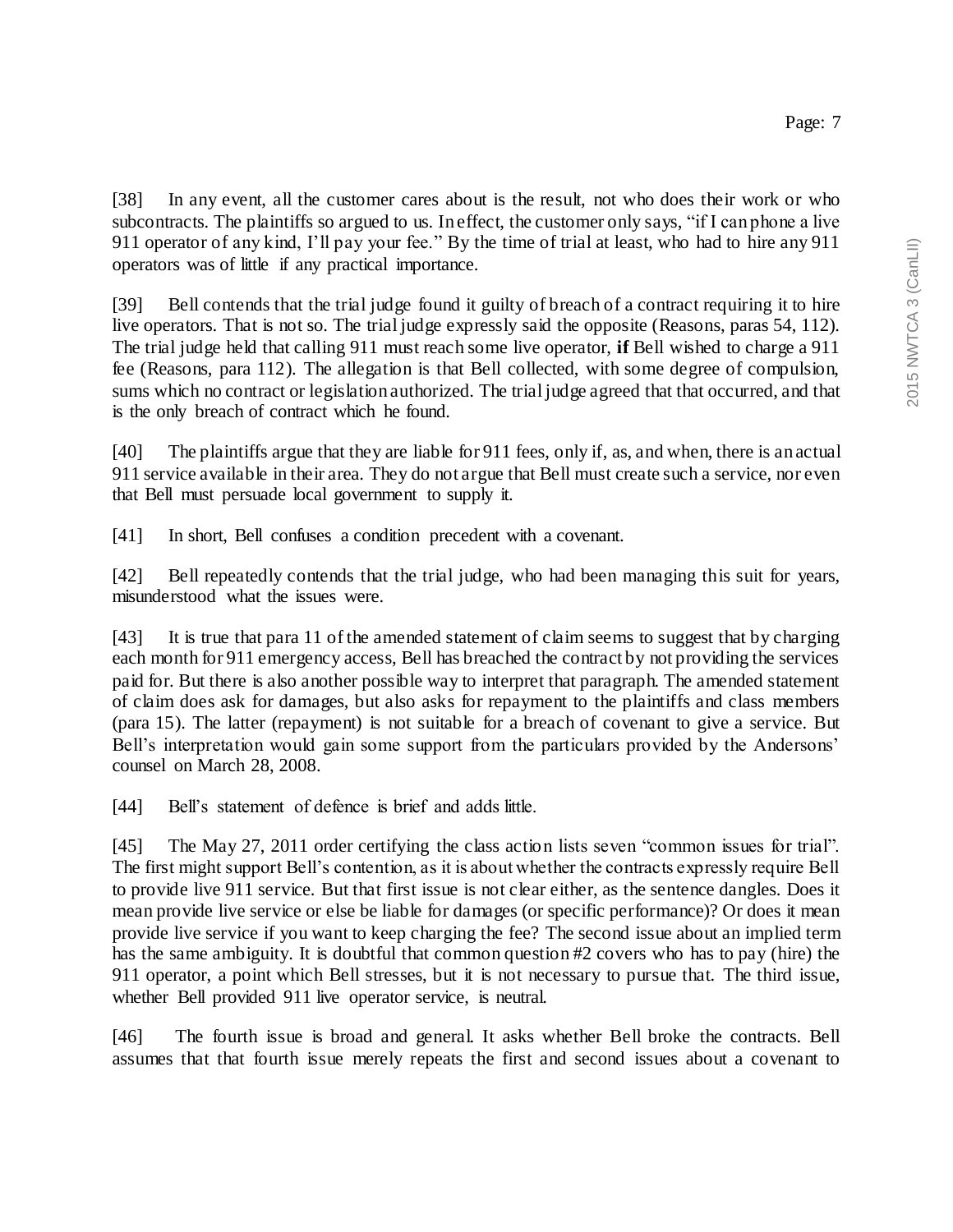[38] In any event, all the customer cares about is the result, not who does their work or who subcontracts. The plaintiffs so argued to us. In effect, the customer only says, "if I can phone a live 911 operator of any kind, I'll pay your fee." By the time of trial at least, who had to hire any 911 operators was of little if any practical importance.

[39] Bell contends that the trial judge found it guilty of breach of a contract requiring it to hire live operators. That is not so. The trial judge expressly said the opposite (Reasons, paras 54, 112). The trial judge held that calling 911 must reach some live operator, **if** Bell wished to charge a 911 fee (Reasons, para 112). The allegation is that Bell collected, with some degree of compulsion, sums which no contract or legislation authorized. The trial judge agreed that that occurred, and that is the only breach of contract which he found.

[40] The plaintiffs argue that they are liable for 911 fees, only if, as, and when, there is an actual 911 service available in their area. They do not argue that Bell must create such a service, nor even that Bell must persuade local government to supply it.

[41] In short, Bell confuses a condition precedent with a covenant.

[42] Bell repeatedly contends that the trial judge, who had been managing this suit for years, misunderstood what the issues were.

[43] It is true that para 11 of the amended statement of claim seems to suggest that by charging each month for 911 emergency access, Bell has breached the contract by not providing the services paid for. But there is also another possible way to interpret that paragraph. The amended statement of claim does ask for damages, but also asks for repayment to the plaintiffs and class members (para 15). The latter (repayment) is not suitable for a breach of covenant to give a service. But Bell's interpretation would gain some support from the particulars provided by the Andersons' counsel on March 28, 2008.

[44] Bell's statement of defence is brief and adds little.

[45] The May 27, 2011 order certifying the class action lists seven "common issues for trial". The first might support Bell's contention, as it is about whether the contracts expressly require Bell to provide live 911 service. But that first issue is not clear either, as the sentence dangles. Does it mean provide live service or else be liable for damages (or specific performance)? Or does it mean provide live service if you want to keep charging the fee? The second issue about an implied term has the same ambiguity. It is doubtful that common question #2 covers who has to pay (hire) the 911 operator, a point which Bell stresses, but it is not necessary to pursue that. The third issue, whether Bell provided 911 live operator service, is neutral.

[46] The fourth issue is broad and general. It asks whether Bell broke the contracts. Bell assumes that that fourth issue merely repeats the first and second issues about a covenant to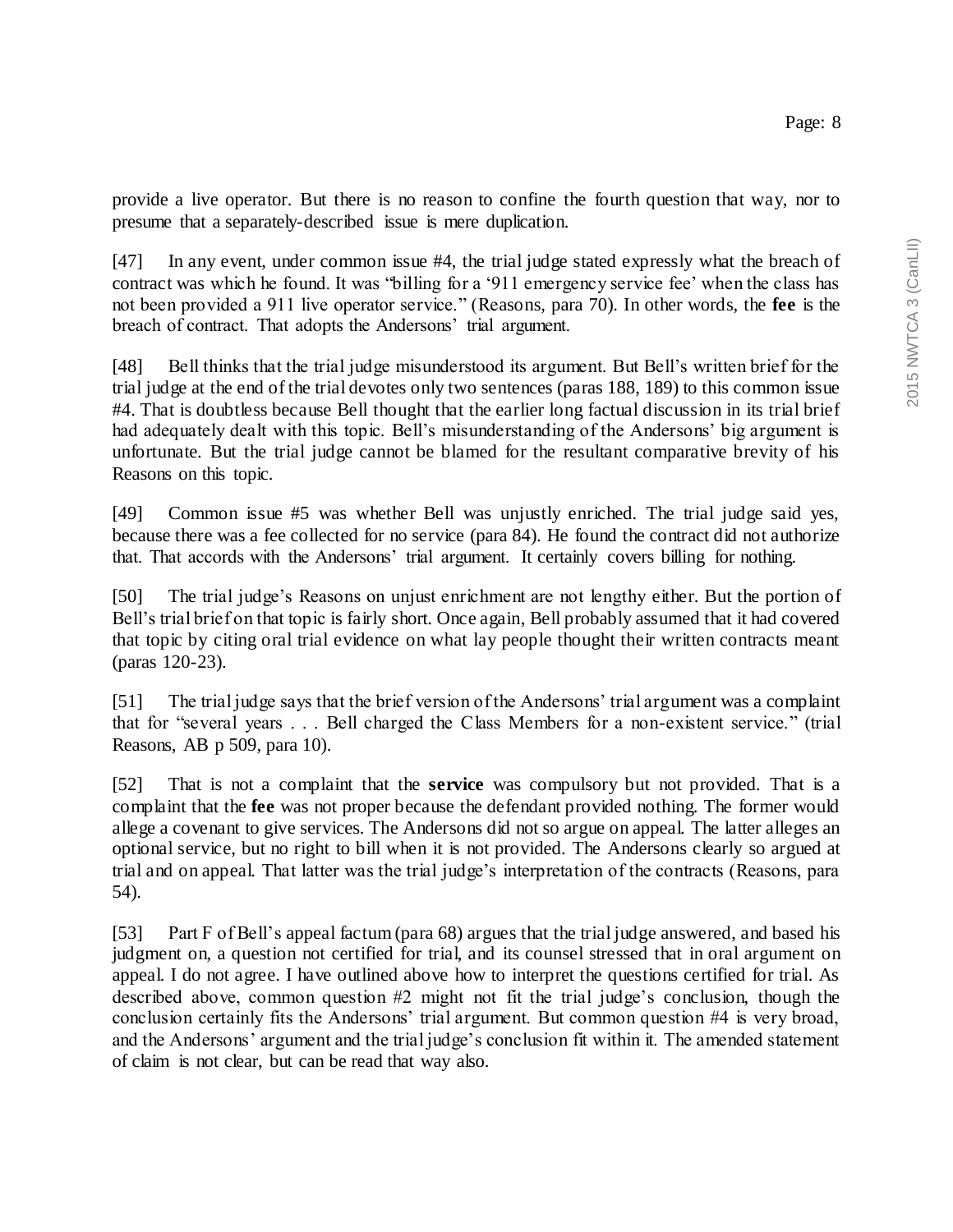provide a live operator. But there is no reason to confine the fourth question that way, nor to presume that a separately-described issue is mere duplication.

[47] In any event, under common issue #4, the trial judge stated expressly what the breach of contract was which he found. It was "billing for a '911 emergency service fee' when the class has not been provided a 911 live operator service." (Reasons, para 70). In other words, the **fee** is the breach of contract. That adopts the Andersons' trial argument.

[48] Bell thinks that the trial judge misunderstood its argument. But Bell's written brief for the trial judge at the end of the trial devotes only two sentences (paras 188, 189) to this common issue #4. That is doubtless because Bell thought that the earlier long factual discussion in its trial brief had adequately dealt with this topic. Bell's misunderstanding of the Andersons' big argument is unfortunate. But the trial judge cannot be blamed for the resultant comparative brevity of his Reasons on this topic.

[49] Common issue #5 was whether Bell was unjustly enriched. The trial judge said yes, because there was a fee collected for no service (para 84). He found the contract did not authorize that. That accords with the Andersons' trial argument. It certainly covers billing for nothing.

[50] The trial judge's Reasons on unjust enrichment are not lengthy either. But the portion of Bell's trial brief on that topic is fairly short. Once again, Bell probably assumed that it had covered that topic by citing oral trial evidence on what lay people thought their written contracts meant (paras 120-23).

[51] The trial judge says that the brief version of the Andersons' trial argument was a complaint that for "several years . . . Bell charged the Class Members for a non-existent service." (trial Reasons, AB p 509, para 10).

[52] That is not a complaint that the **service** was compulsory but not provided. That is a complaint that the **fee** was not proper because the defendant provided nothing. The former would allege a covenant to give services. The Andersons did not so argue on appeal. The latter alleges an optional service, but no right to bill when it is not provided. The Andersons clearly so argued at trial and on appeal. That latter was the trial judge's interpretation of the contracts (Reasons, para 54).

[53] Part F of Bell's appeal factum (para 68) argues that the trial judge answered, and based his judgment on, a question not certified for trial, and its counsel stressed that in oral argument on appeal. I do not agree. I have outlined above how to interpret the questions certified for trial. As described above, common question #2 might not fit the trial judge's conclusion, though the conclusion certainly fits the Andersons' trial argument. But common question #4 is very broad, and the Andersons' argument and the trial judge's conclusion fit within it. The amended statement of claim is not clear, but can be read that way also.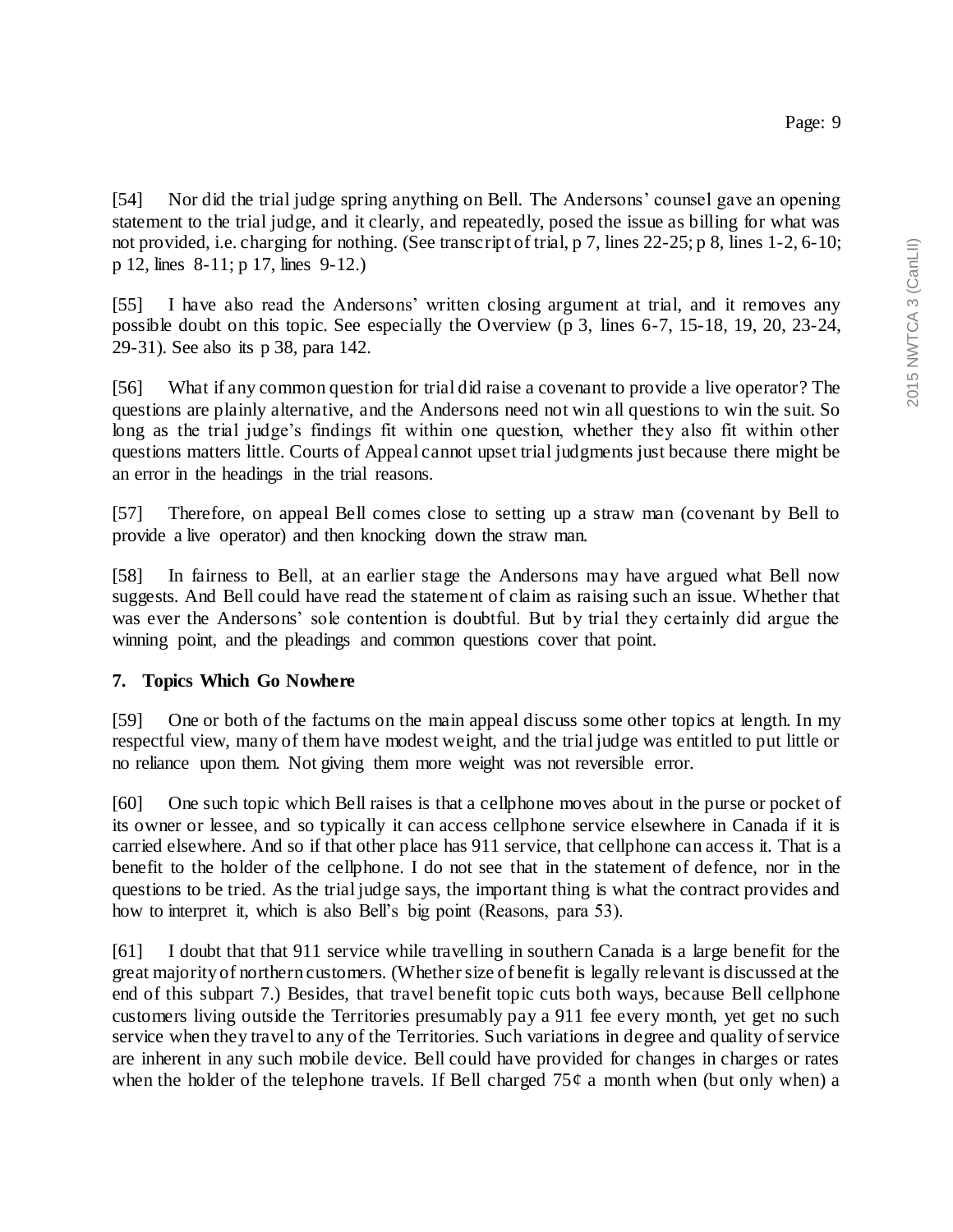[54] Nor did the trial judge spring anything on Bell. The Andersons' counsel gave an opening statement to the trial judge, and it clearly, and repeatedly, posed the issue as billing for what was not provided, i.e. charging for nothing. (See transcript of trial, p 7, lines 22-25; p 8, lines 1-2, 6-10; p 12, lines 8-11; p 17, lines 9-12.)

[55] I have also read the Andersons' written closing argument at trial, and it removes any possible doubt on this topic. See especially the Overview (p 3, lines 6-7, 15-18, 19, 20, 23-24, 29-31). See also its p 38, para 142.

[56] What if any common question for trial did raise a covenant to provide a live operator? The questions are plainly alternative, and the Andersons need not win all questions to win the suit. So long as the trial judge's findings fit within one question, whether they also fit within other questions matters little. Courts of Appeal cannot upset trial judgments just because there might be an error in the headings in the trial reasons.

[57] Therefore, on appeal Bell comes close to setting up a straw man (covenant by Bell to provide a live operator) and then knocking down the straw man.

[58] In fairness to Bell, at an earlier stage the Andersons may have argued what Bell now suggests. And Bell could have read the statement of claim as raising such an issue. Whether that was ever the Andersons' sole contention is doubtful. But by trial they certainly did argue the winning point, and the pleadings and common questions cover that point.

## 7. Topics Which Go Nowhere

[59] One or both of the factums on the main appeal discuss some other topics at length. In my respectful view, many of them have modest weight, and the trial judge was entitled to put little or no reliance upon them. Not giving them more weight was not reversible error.

[60] One such topic which Bell raises is that a cellphone moves about in the purse or pocket of its owner or lessee, and so typically it can access cellphone service elsewhere in Canada if it is carried elsewhere. And so if that other place has 911 service, that cellphone can access it. That is a benefit to the holder of the cellphone. I do not see that in the statement of defence, nor in the questions to be tried. As the trial judge says, the important thing is what the contract provides and how to interpret it, which is also Bell's big point (Reasons, para 53).

[61] I doubt that that 911 service while travelling in southern Canada is a large benefit for the great majority of northern customers. (Whether size of benefit is legally relevant is discussed at the end of this subpart 7.) Besides, that travel benefit topic cuts both ways, because Bell cellphone customers living outside the Territories presumably pay a 911 fee every month, yet get no such service when they travel to any of the Territories. Such variations in degree and quality of service are inherent in any such mobile device. Bell could have provided for changes in charges or rates when the holder of the telephone travels. If Bell charged 75¢ a month when (but only when) a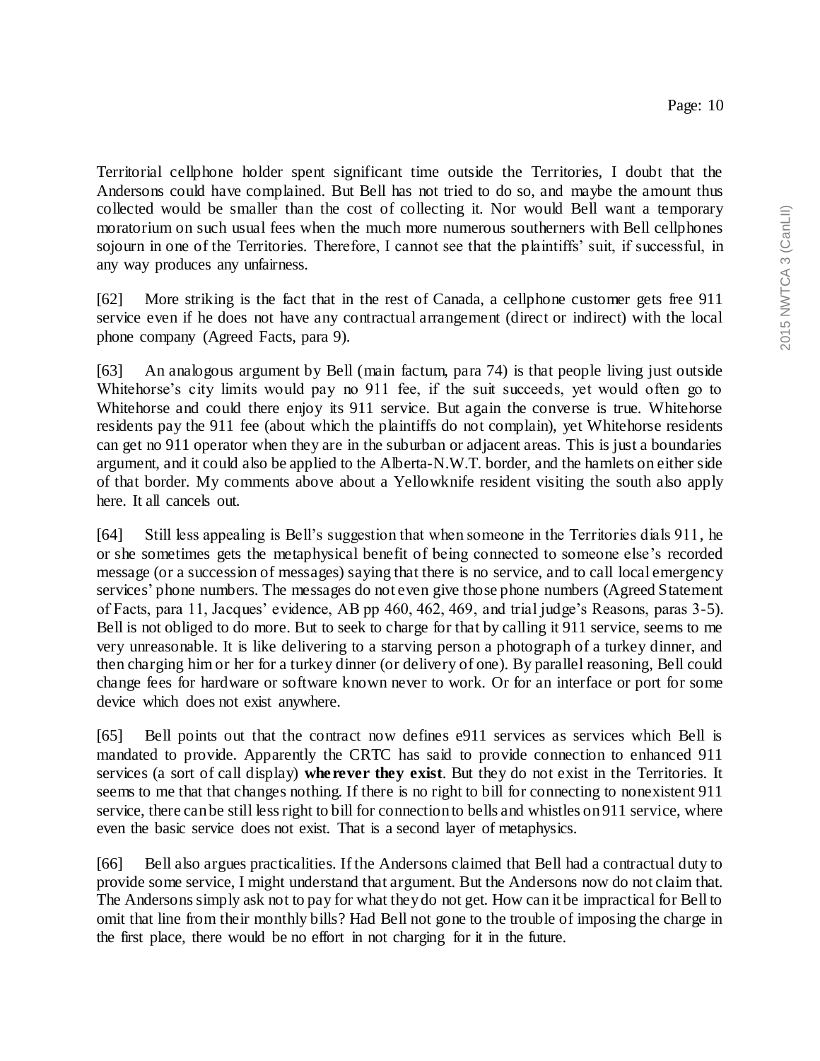Territorial cellphone holder spent significant time outside the Territories, I doubt that the Andersons could have complained. But Bell has not tried to do so, and maybe the amount thus collected would be smaller than the cost of collecting it. Nor would Bell want a temporary moratorium on such usual fees when the much more numerous southerners with Bell cellphones sojourn in one of the Territories. Therefore, I cannot see that the plaintiffs' suit, if successful, in any way produces any unfairness.

[62] More striking is the fact that in the rest of Canada, a cellphone customer gets free 911 service even if he does not have any contractual arrangement (direct or indirect) with the local phone company (Agreed Facts, para 9).

[63] An analogous argument by Bell (main factum, para 74) is that people living just outside Whitehorse's city limits would pay no 911 fee, if the suit succeeds, yet would often go to Whitehorse and could there enjoy its 911 service. But again the converse is true. Whitehorse residents pay the 911 fee (about which the plaintiffs do not complain), yet Whitehorse residents can get no 911 operator when they are in the suburban or adjacent areas. This is just a boundaries argument, and it could also be applied to the Alberta-N.W.T. border, and the hamlets on either side of that border. My comments above about a Yellowknife resident visiting the south also apply here. It all cancels out.

[64] Still less appealing is Bell's suggestion that when someone in the Territories dials 911, he or she sometimes gets the metaphysical benefit of being connected to someone else's recorded message (or a succession of messages) saying that there is no service, and to call local emergency services' phone numbers. The messages do not even give those phone numbers (Agreed Statement of Facts, para 11, Jacques' evidence, AB pp 460, 462, 469, and trial judge's Reasons, paras 3-5). Bell is not obliged to do more. But to seek to charge for that by calling it 911 service, seems to me very unreasonable. It is like delivering to a starving person a photograph of a turkey dinner, and then charging him or her for a turkey dinner (or delivery of one). By parallel reasoning, Bell could change fees for hardware or software known never to work. Or for an interface or port for some device which does not exist anywhere.

[65] Bell points out that the contract now defines e911 services as services which Bell is mandated to provide. Apparently the CRTC has said to provide connection to enhanced 911 services (a sort of call display) **wherever they exist**. But they do not exist in the Territories. It seems to me that that changes nothing. If there is no right to bill for connecting to nonexistent 911 service, there can be still less right to bill for connection to bells and whistles on 911 service, where even the basic service does not exist. That is a second layer of metaphysics.

[66] Bell also argues practicalities. If the Andersons claimed that Bell had a contractual duty to provide some service, I might understand that argument. But the Andersons now do not claim that. The Andersons simply ask not to pay for what they do not get. How can it be impractical for Bell to omit that line from their monthly bills? Had Bell not gone to the trouble of imposing the charge in the first place, there would be no effort in not charging for it in the future.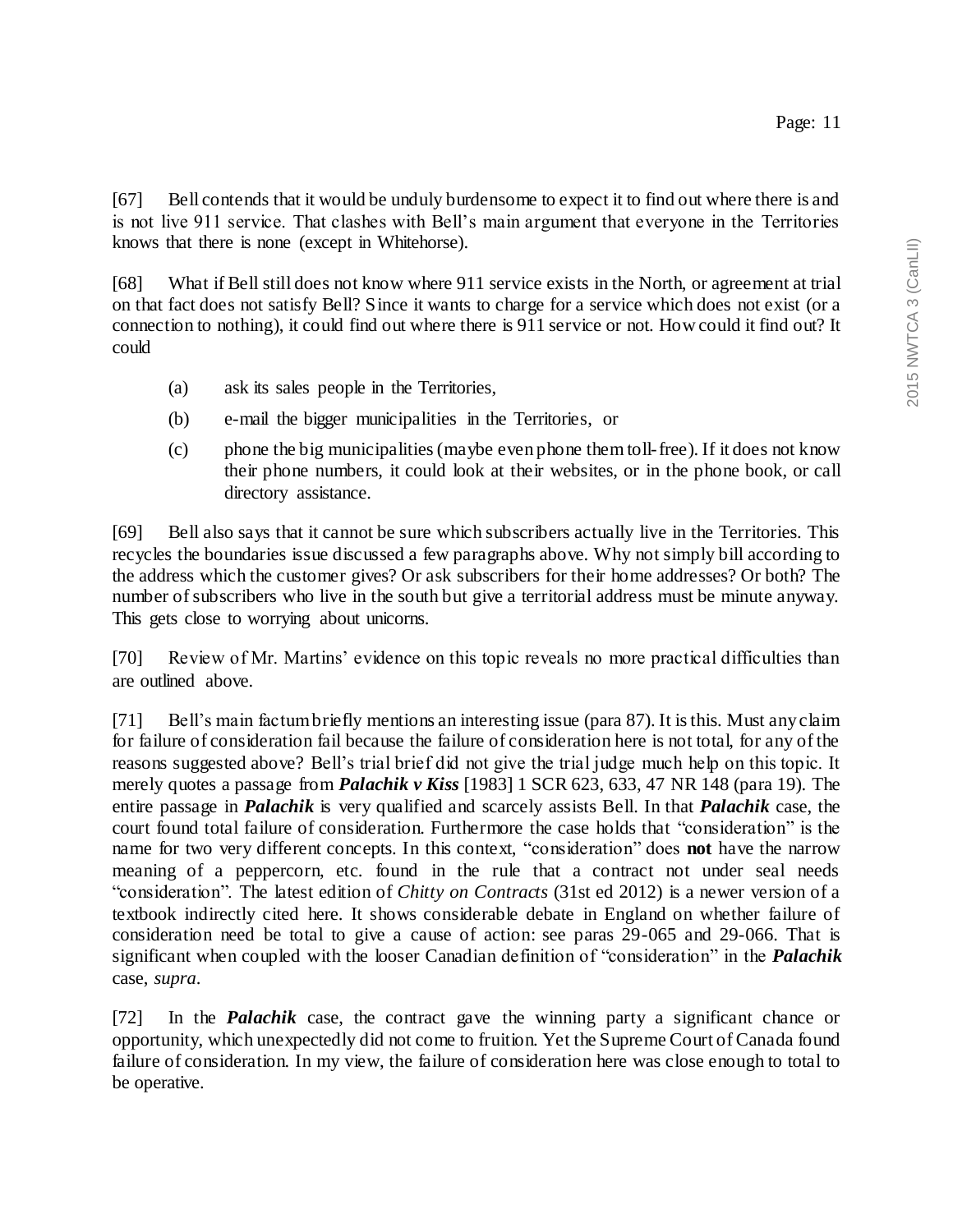[67] Bell contends that it would be unduly burdensome to expect it to find out where there is and is not live 911 service. That clashes with Bell's main argument that everyone in the Territories knows that there is none (except in Whitehorse).

[68] What if Bell still does not know where 911 service exists in the North, or agreement at trial on that fact does not satisfy Bell? Since it wants to charge for a service which does not exist (or a connection to nothing), it could find out where there is 911 service or not. How could it find out? It could

- (a) ask its sales people in the Territories,
- (b) e-mail the bigger municipalities in the Territories, or
- (c) phone the big municipalities (maybe even phone them toll-free). If it does not know their phone numbers, it could look at their websites, or in the phone book, or call directory assistance.

[69] Bell also says that it cannot be sure which subscribers actually live in the Territories. This recycles the boundaries issue discussed a few paragraphs above. Why not simply bill according to the address which the customer gives? Or ask subscribers for their home addresses? Or both? The number of subscribers who live in the south but give a territorial address must be minute anyway. This gets close to worrying about unicorns.

[70] Review of Mr. Martins' evidence on this topic reveals no more practical difficulties than are outlined above.

[71] Bell's main factum briefly mentions an interesting issue (para 87). It is this. Must any claim for failure of consideration fail because the failure of consideration here is not total, for any of the reasons suggested above? Bell's trial brief did not give the trial judge much help on this topic. It merely quotes a passage from ***Palachik v Kiss*** [1983] 1 SCR 623, 633, 47 NR 148 (para 19). The entire passage in ***Palachik*** is very qualified and scarcely assists Bell. In that ***Palachik*** case, the court found total failure of consideration. Furthermore the case holds that "consideration" is the name for two very different concepts. In this context, "consideration" does **not** have the narrow meaning of a peppercorn, etc. found in the rule that a contract not under seal needs "consideration". The latest edition of *Chitty on Contracts* (31st ed 2012) is a newer version of a textbook indirectly cited here. It shows considerable debate in England on whether failure of consideration need be total to give a cause of action: see paras 29-065 and 29-066. That is significant when coupled with the looser Canadian definition of "consideration" in the ***Palachik*** case, *supra*.

[72] In the ***Palachik*** case, the contract gave the winning party a significant chance or opportunity, which unexpectedly did not come to fruition. Yet the Supreme Court of Canada found failure of consideration. In my view, the failure of consideration here was close enough to total to be operative.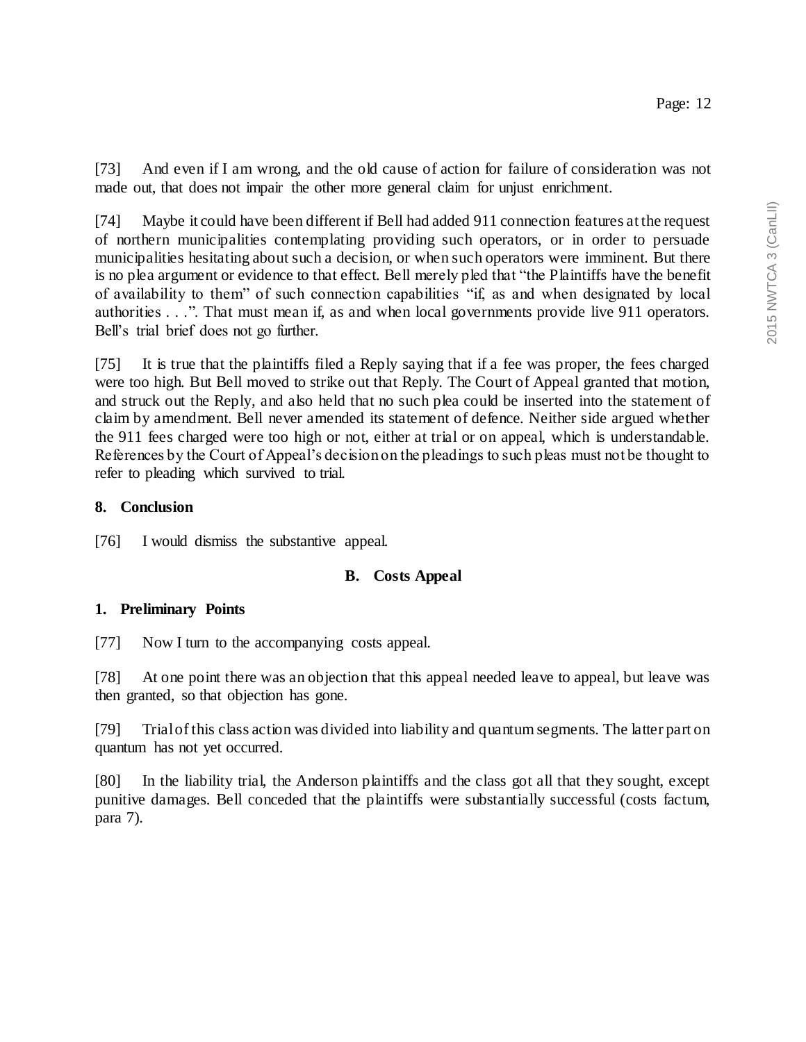[73] And even if I am wrong, and the old cause of action for failure of consideration was not made out, that does not impair the other more general claim for unjust enrichment.

[74] Maybe it could have been different if Bell had added 911 connection features at the request of northern municipalities contemplating providing such operators, or in order to persuade municipalities hesitating about such a decision, or when such operators were imminent. But there is no plea argument or evidence to that effect. Bell merely pled that "the Plaintiffs have the benefit of availability to them" of such connection capabilities "if, as and when designated by local authorities . . .". That must mean if, as and when local governments provide live 911 operators. Bell's trial brief does not go further.

[75] It is true that the plaintiffs filed a Reply saying that if a fee was proper, the fees charged were too high. But Bell moved to strike out that Reply. The Court of Appeal granted that motion, and struck out the Reply, and also held that no such plea could be inserted into the statement of claim by amendment. Bell never amended its statement of defence. Neither side argued whether the 911 fees charged were too high or not, either at trial or on appeal, which is understandable. References by the Court of Appeal's decision on the pleadings to such pleas must not be thought to refer to pleading which survived to trial.

**8. Conclusion**

[76] I would dismiss the substantive appeal.

## B. Costs Appeal

**1. Preliminary Points**

[77] Now I turn to the accompanying costs appeal.

[78] At one point there was an objection that this appeal needed leave to appeal, but leave was then granted, so that objection has gone.

[79] Trial of this class action was divided into liability and quantum segments. The latter part on quantum has not yet occurred.

[80] In the liability trial, the Anderson plaintiffs and the class got all that they sought, except punitive damages. Bell conceded that the plaintiffs were substantially successful (costs factum, para 7).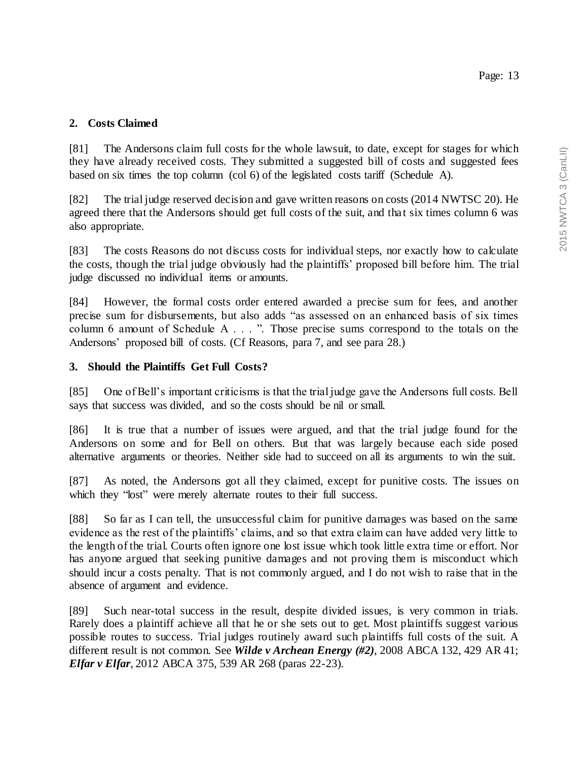## 2. Costs Claimed

[81] The Andersons claim full costs for the whole lawsuit, to date, except for stages for which they have already received costs. They submitted a suggested bill of costs and suggested fees based on six times the top column (col 6) of the legislated costs tariff (Schedule A).

[82] The trial judge reserved decision and gave written reasons on costs (2014 NWTSC 20). He agreed there that the Andersons should get full costs of the suit, and that six times column 6 was also appropriate.

[83] The costs Reasons do not discuss costs for individual steps, nor exactly how to calculate the costs, though the trial judge obviously had the plaintiffs' proposed bill before him. The trial judge discussed no individual items or amounts.

[84] However, the formal costs order entered awarded a precise sum for fees, and another precise sum for disbursements, but also adds "as assessed on an enhanced basis of six times column 6 amount of Schedule A . . . ". Those precise sums correspond to the totals on the Andersons' proposed bill of costs. (Cf Reasons, para 7, and see para 28.)

## 3. Should the Plaintiffs Get Full Costs?

[85] One of Bell's important criticisms is that the trial judge gave the Andersons full costs. Bell says that success was divided, and so the costs should be nil or small.

[86] It is true that a number of issues were argued, and that the trial judge found for the Andersons on some and for Bell on others. But that was largely because each side posed alternative arguments or theories. Neither side had to succeed on all its arguments to win the suit.

[87] As noted, the Andersons got all they claimed, except for punitive costs. The issues on which they "lost" were merely alternate routes to their full success.

[88] So far as I can tell, the unsuccessful claim for punitive damages was based on the same evidence as the rest of the plaintiffs' claims, and so that extra claim can have added very little to the length of the trial. Courts often ignore one lost issue which took little extra time or effort. Nor has anyone argued that seeking punitive damages and not proving them is misconduct which should incur a costs penalty. That is not commonly argued, and I do not wish to raise that in the absence of argument and evidence.

[89] Such near-total success in the result, despite divided issues, is very common in trials. Rarely does a plaintiff achieve all that he or she sets out to get. Most plaintiffs suggest various possible routes to success. Trial judges routinely award such plaintiffs full costs of the suit. A different result is not common. See ***Wilde v Archean Energy (#2)***, 2008 ABCA 132, 429 AR 41; ***Elfar v Elfar***, 2012 ABCA 375, 539 AR 268 (paras 22-23).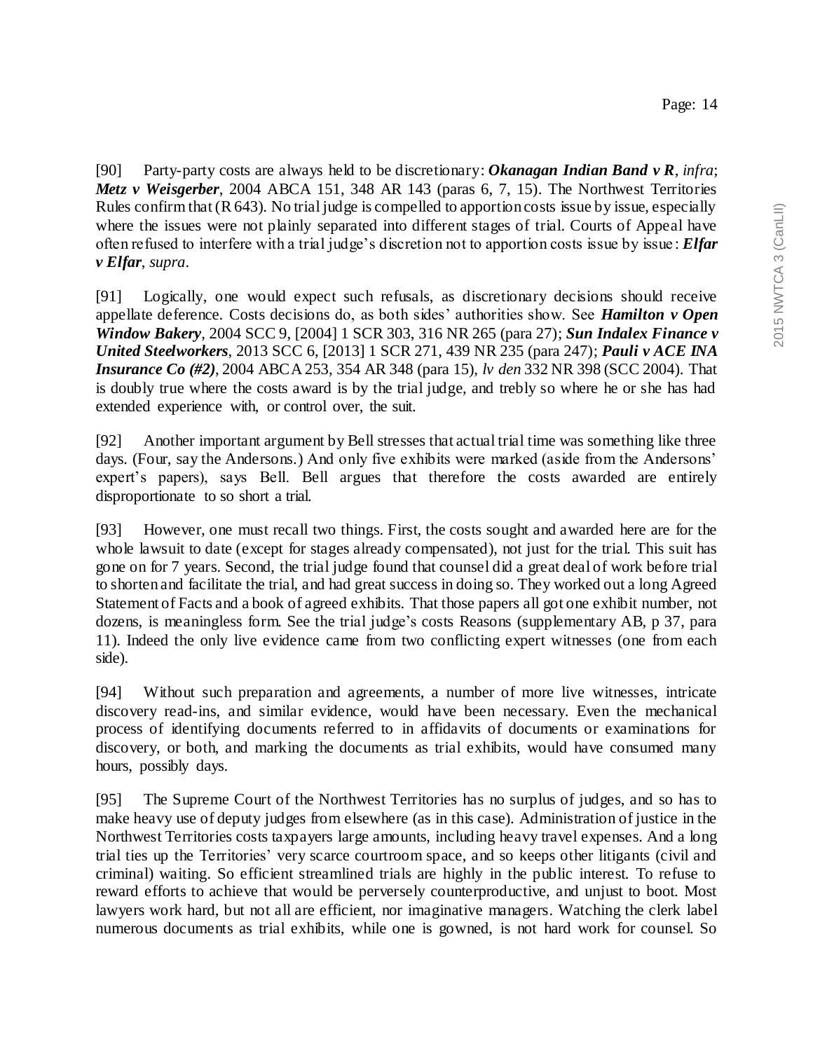[90] Party-party costs are always held to be discretionary: ***Okanagan Indian Band v R***, *infra*; ***Metz v Weisgerber***, 2004 ABCA 151, 348 AR 143 (paras 6, 7, 15). The Northwest Territories Rules confirm that (R 643). No trial judge is compelled to apportion costs issue by issue, especially where the issues were not plainly separated into different stages of trial. Courts of Appeal have often refused to interfere with a trial judge's discretion not to apportion costs issue by issue: ***Elfar v Elfar***, *supra*.

[91] Logically, one would expect such refusals, as discretionary decisions should receive appellate deference. Costs decisions do, as both sides' authorities show. See ***Hamilton v Open Window Bakery***, 2004 SCC 9, [2004] 1 SCR 303, 316 NR 265 (para 27); ***Sun Indalex Finance v United Steelworkers***, 2013 SCC 6, [2013] 1 SCR 271, 439 NR 235 (para 247); ***Pauli v ACE INA Insurance Co (#2)***, 2004 ABCA 253, 354 AR 348 (para 15), *lv den* 332 NR 398 (SCC 2004). That is doubly true where the costs award is by the trial judge, and trebly so where he or she has had extended experience with, or control over, the suit.

[92] Another important argument by Bell stresses that actual trial time was something like three days. (Four, say the Andersons.) And only five exhibits were marked (aside from the Andersons' expert's papers), says Bell. Bell argues that therefore the costs awarded are entirely disproportionate to so short a trial.

[93] However, one must recall two things. First, the costs sought and awarded here are for the whole lawsuit to date (except for stages already compensated), not just for the trial. This suit has gone on for 7 years. Second, the trial judge found that counsel did a great deal of work before trial to shorten and facilitate the trial, and had great success in doing so. They worked out a long Agreed Statement of Facts and a book of agreed exhibits. That those papers all got one exhibit number, not dozens, is meaningless form. See the trial judge's costs Reasons (supplementary AB, p 37, para 11). Indeed the only live evidence came from two conflicting expert witnesses (one from each side).

[94] Without such preparation and agreements, a number of more live witnesses, intricate discovery read-ins, and similar evidence, would have been necessary. Even the mechanical process of identifying documents referred to in affidavits of documents or examinations for discovery, or both, and marking the documents as trial exhibits, would have consumed many hours, possibly days.

[95] The Supreme Court of the Northwest Territories has no surplus of judges, and so has to make heavy use of deputy judges from elsewhere (as in this case). Administration of justice in the Northwest Territories costs taxpayers large amounts, including heavy travel expenses. And a long trial ties up the Territories' very scarce courtroom space, and so keeps other litigants (civil and criminal) waiting. So efficient streamlined trials are highly in the public interest. To refuse to reward efforts to achieve that would be perversely counterproductive, and unjust to boot. Most lawyers work hard, but not all are efficient, nor imaginative managers. Watching the clerk label numerous documents as trial exhibits, while one is gowned, is not hard work for counsel. So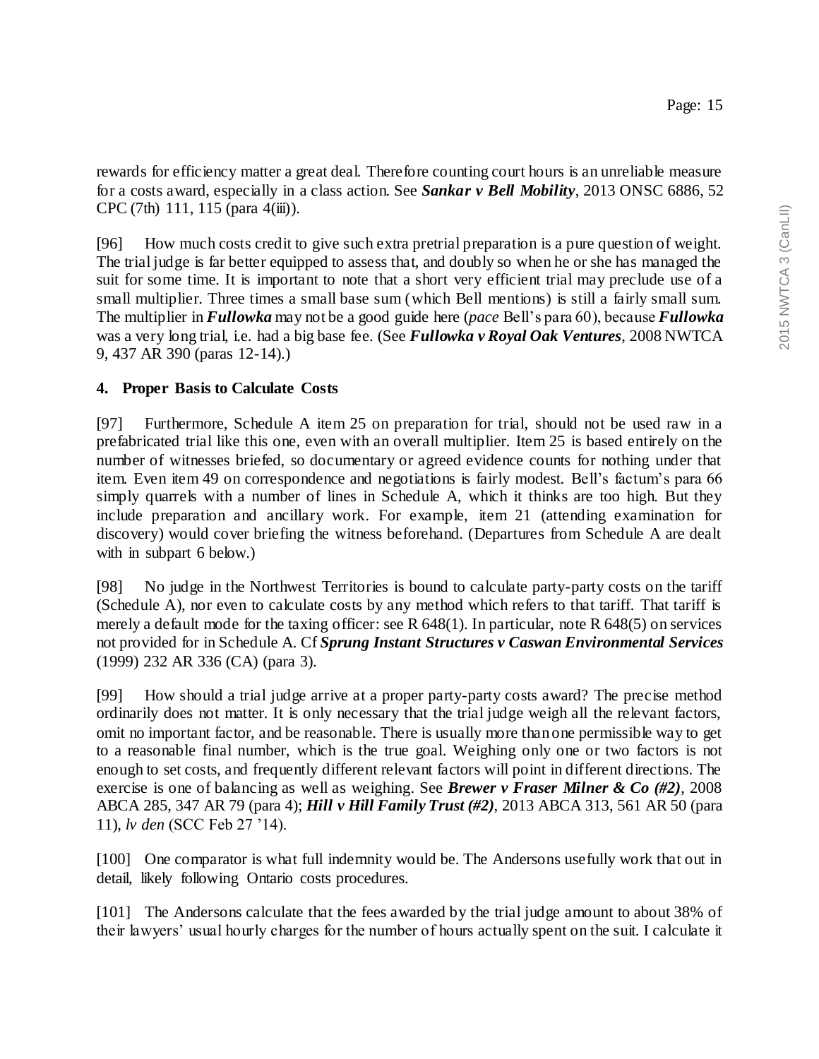rewards for efficiency matter a great deal. Therefore counting court hours is an unreliable measure for a costs award, especially in a class action. See ***Sankar v Bell Mobility***, 2013 ONSC 6886, 52 CPC (7th) 111, 115 (para 4(iii)).

[96] How much costs credit to give such extra pretrial preparation is a pure question of weight. The trial judge is far better equipped to assess that, and doubly so when he or she has managed the suit for some time. It is important to note that a short very efficient trial may preclude use of a small multiplier. Three times a small base sum (which Bell mentions) is still a fairly small sum. The multiplier in ***Fullowka*** may not be a good guide here (*pace* Bell's para 60), because ***Fullowka*** was a very long trial, i.e. had a big base fee. (See ***Fullowka v Royal Oak Ventures***, 2008 NWTCA 9, 437 AR 390 (paras 12-14).)

**4. Proper Basis to Calculate Costs**

[97] Furthermore, Schedule A item 25 on preparation for trial, should not be used raw in a prefabricated trial like this one, even with an overall multiplier. Item 25 is based entirely on the number of witnesses briefed, so documentary or agreed evidence counts for nothing under that item. Even item 49 on correspondence and negotiations is fairly modest. Bell's factum's para 66 simply quarrels with a number of lines in Schedule A, which it thinks are too high. But they include preparation and ancillary work. For example, item 21 (attending examination for discovery) would cover briefing the witness beforehand. (Departures from Schedule A are dealt with in subpart 6 below.)

[98] No judge in the Northwest Territories is bound to calculate party-party costs on the tariff (Schedule A), nor even to calculate costs by any method which refers to that tariff. That tariff is merely a default mode for the taxing officer: see R 648(1). In particular, note R 648(5) on services not provided for in Schedule A. Cf ***Sprung Instant Structures v Caswan Environmental Services*** (1999) 232 AR 336 (CA) (para 3).

[99] How should a trial judge arrive at a proper party-party costs award? The precise method ordinarily does not matter. It is only necessary that the trial judge weigh all the relevant factors, omit no important factor, and be reasonable. There is usually more than one permissible way to get to a reasonable final number, which is the true goal. Weighing only one or two factors is not enough to set costs, and frequently different relevant factors will point in different directions. The exercise is one of balancing as well as weighing. See ***Brewer v Fraser Milner & Co (#2)***, 2008 ABCA 285, 347 AR 79 (para 4); ***Hill v Hill Family Trust (#2)***, 2013 ABCA 313, 561 AR 50 (para 11), *lv den* (SCC Feb 27 '14).

[100] One comparator is what full indemnity would be. The Andersons usefully work that out in detail, likely following Ontario costs procedures.

[101] The Andersons calculate that the fees awarded by the trial judge amount to about 38% of their lawyers' usual hourly charges for the number of hours actually spent on the suit. I calculate it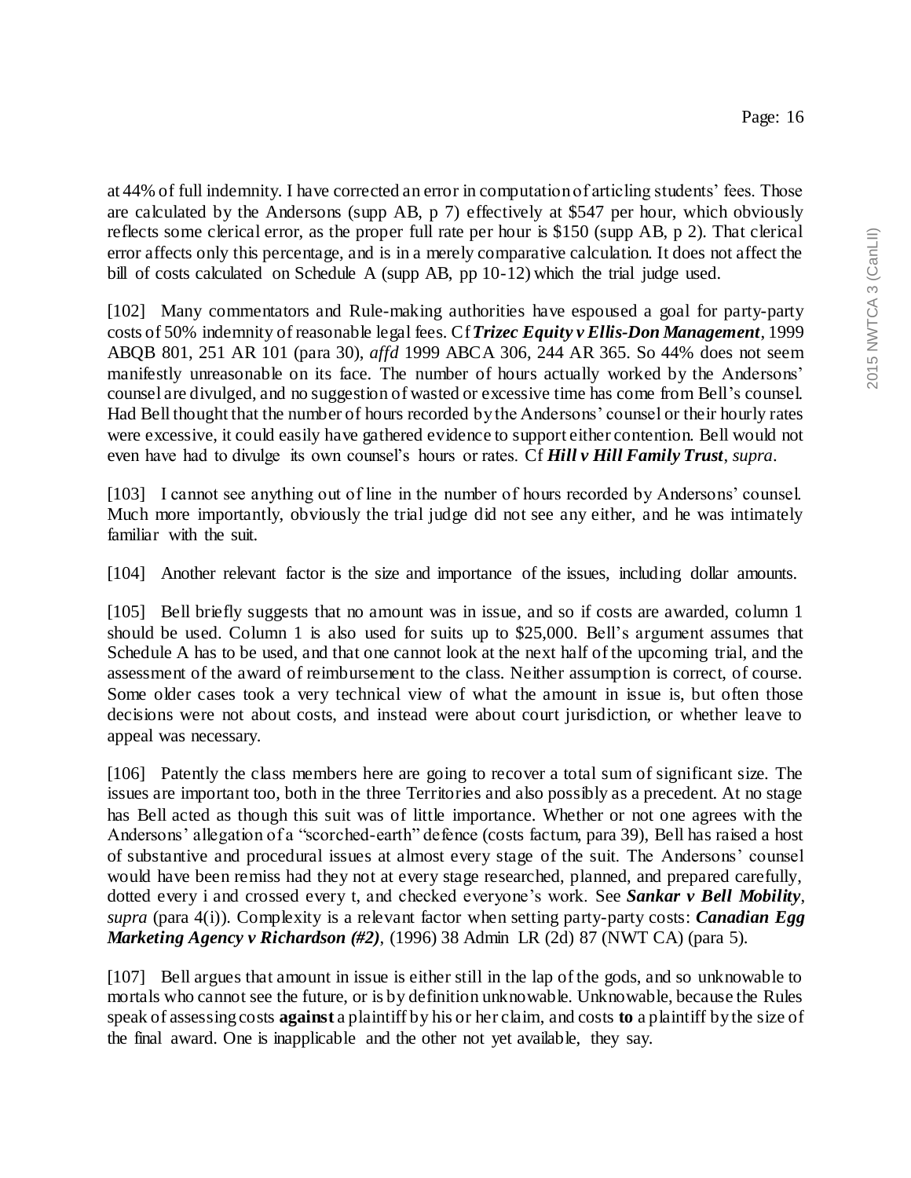at 44% of full indemnity. I have corrected an error in computation of articling students' fees. Those are calculated by the Andersons (supp AB, p 7) effectively at $547 per hour, which obviously reflects some clerical error, as the proper full rate per hour is $150 (supp AB, p 2). That clerical error affects only this percentage, and is in a merely comparative calculation. It does not affect the bill of costs calculated on Schedule A (supp AB, pp 10-12) which the trial judge used.

[102] Many commentators and Rule-making authorities have espoused a goal for party-party costs of 50% indemnity of reasonable legal fees. Cf ***Trizec Equity v Ellis-Don Management***, 1999 ABQB 801, 251 AR 101 (para 30), *affd* 1999 ABCA 306, 244 AR 365. So 44% does not seem manifestly unreasonable on its face. The number of hours actually worked by the Andersons' counsel are divulged, and no suggestion of wasted or excessive time has come from Bell's counsel. Had Bell thought that the number of hours recorded by the Andersons' counsel or their hourly rates were excessive, it could easily have gathered evidence to support either contention. Bell would not even have had to divulge its own counsel's hours or rates. Cf ***Hill v Hill Family Trust***, *supra*.

[103] I cannot see anything out of line in the number of hours recorded by Andersons' counsel. Much more importantly, obviously the trial judge did not see any either, and he was intimately familiar with the suit.

[104] Another relevant factor is the size and importance of the issues, including dollar amounts.

[105] Bell briefly suggests that no amount was in issue, and so if costs are awarded, column 1 should be used. Column 1 is also used for suits up to $25,000. Bell's argument assumes that Schedule A has to be used, and that one cannot look at the next half of the upcoming trial, and the assessment of the award of reimbursement to the class. Neither assumption is correct, of course. Some older cases took a very technical view of what the amount in issue is, but often those decisions were not about costs, and instead were about court jurisdiction, or whether leave to appeal was necessary.

[106] Patently the class members here are going to recover a total sum of significant size. The issues are important too, both in the three Territories and also possibly as a precedent. At no stage has Bell acted as though this suit was of little importance. Whether or not one agrees with the Andersons' allegation of a "scorched-earth" defence (costs factum, para 39), Bell has raised a host of substantive and procedural issues at almost every stage of the suit. The Andersons' counsel would have been remiss had they not at every stage researched, planned, and prepared carefully, dotted every i and crossed every t, and checked everyone's work. See ***Sankar v Bell Mobility***, *supra* (para 4(i)). Complexity is a relevant factor when setting party-party costs: ***Canadian Egg Marketing Agency v Richardson (#2)***, (1996) 38 Admin LR (2d) 87 (NWT CA) (para 5).

[107] Bell argues that amount in issue is either still in the lap of the gods, and so unknowable to mortals who cannot see the future, or is by definition unknowable. Unknowable, because the Rules speak of assessing costs **against** a plaintiff by his or her claim, and costs **to** a plaintiff by the size of the final award. One is inapplicable and the other not yet available, they say.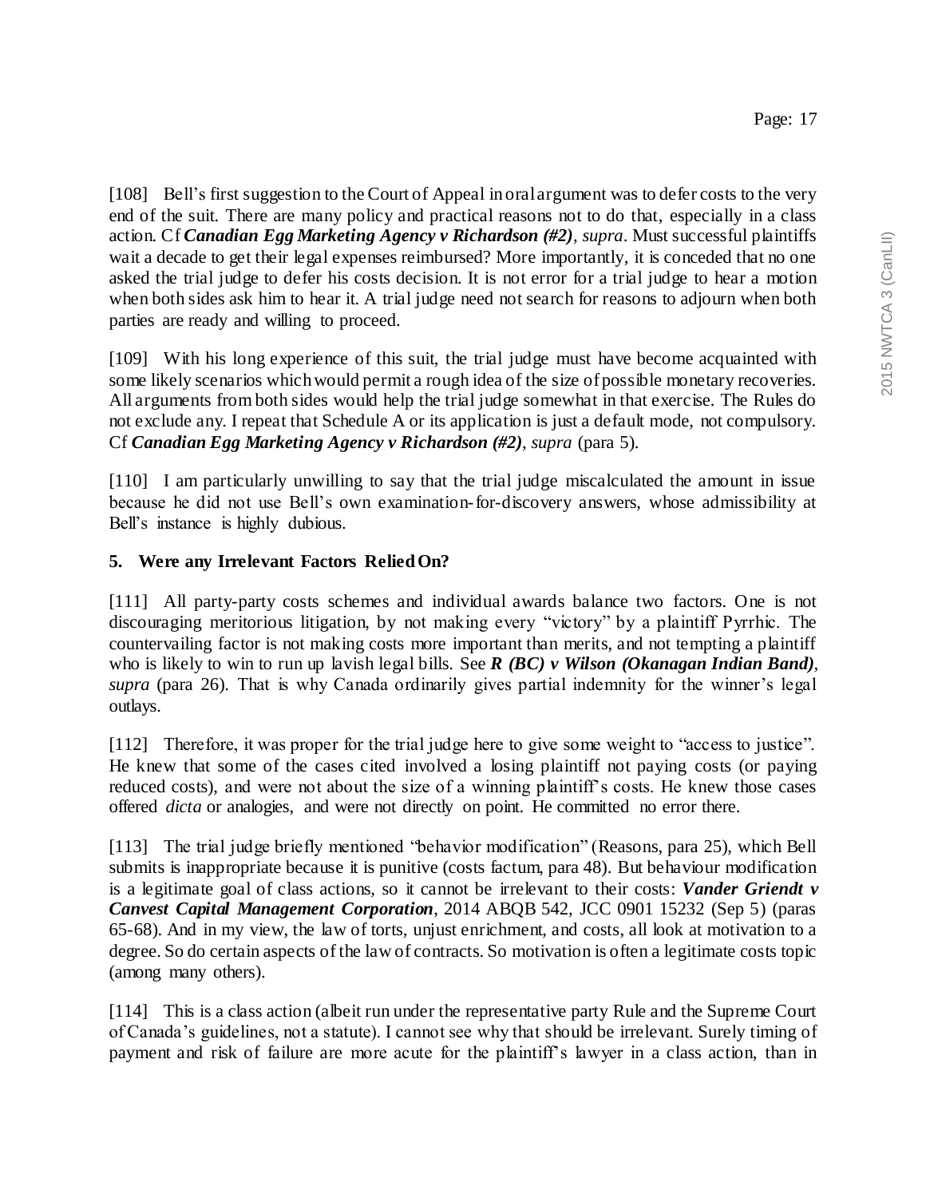[108] Bell's first suggestion to the Court of Appeal in oral argument was to defer costs to the very end of the suit. There are many policy and practical reasons not to do that, especially in a class action. Cf ***Canadian Egg Marketing Agency v Richardson (#2)***, *supra*. Must successful plaintiffs wait a decade to get their legal expenses reimbursed? More importantly, it is conceded that no one asked the trial judge to defer his costs decision. It is not error for a trial judge to hear a motion when both sides ask him to hear it. A trial judge need not search for reasons to adjourn when both parties are ready and willing to proceed.

[109] With his long experience of this suit, the trial judge must have become acquainted with some likely scenarios which would permit a rough idea of the size of possible monetary recoveries. All arguments from both sides would help the trial judge somewhat in that exercise. The Rules do not exclude any. I repeat that Schedule A or its application is just a default mode, not compulsory. Cf ***Canadian Egg Marketing Agency v Richardson (#2)***, *supra* (para 5).

[110] I am particularly unwilling to say that the trial judge miscalculated the amount in issue because he did not use Bell's own examination-for-discovery answers, whose admissibility at Bell's instance is highly dubious.

**5. Were any Irrelevant Factors Relied On?**

[111] All party-party costs schemes and individual awards balance two factors. One is not discouraging meritorious litigation, by not making every "victory" by a plaintiff Pyrrhic. The countervailing factor is not making costs more important than merits, and not tempting a plaintiff who is likely to win to run up lavish legal bills. See ***R (BC) v Wilson (Okanagan Indian Band)***, *supra* (para 26). That is why Canada ordinarily gives partial indemnity for the winner's legal outlays.

[112] Therefore, it was proper for the trial judge here to give some weight to "access to justice". He knew that some of the cases cited involved a losing plaintiff not paying costs (or paying reduced costs), and were not about the size of a winning plaintiff's costs. He knew those cases offered *dicta* or analogies, and were not directly on point. He committed no error there.

[113] The trial judge briefly mentioned "behavior modification" (Reasons, para 25), which Bell submits is inappropriate because it is punitive (costs factum, para 48). But behaviour modification is a legitimate goal of class actions, so it cannot be irrelevant to their costs: ***Vander Griendt v Canvest Capital Management Corporation***, 2014 ABQB 542, JCC 0901 15232 (Sep 5) (paras 65-68). And in my view, the law of torts, unjust enrichment, and costs, all look at motivation to a degree. So do certain aspects of the law of contracts. So motivation is often a legitimate costs topic (among many others).

[114] This is a class action (albeit run under the representative party Rule and the Supreme Court of Canada's guidelines, not a statute). I cannot see why that should be irrelevant. Surely timing of payment and risk of failure are more acute for the plaintiff's lawyer in a class action, than in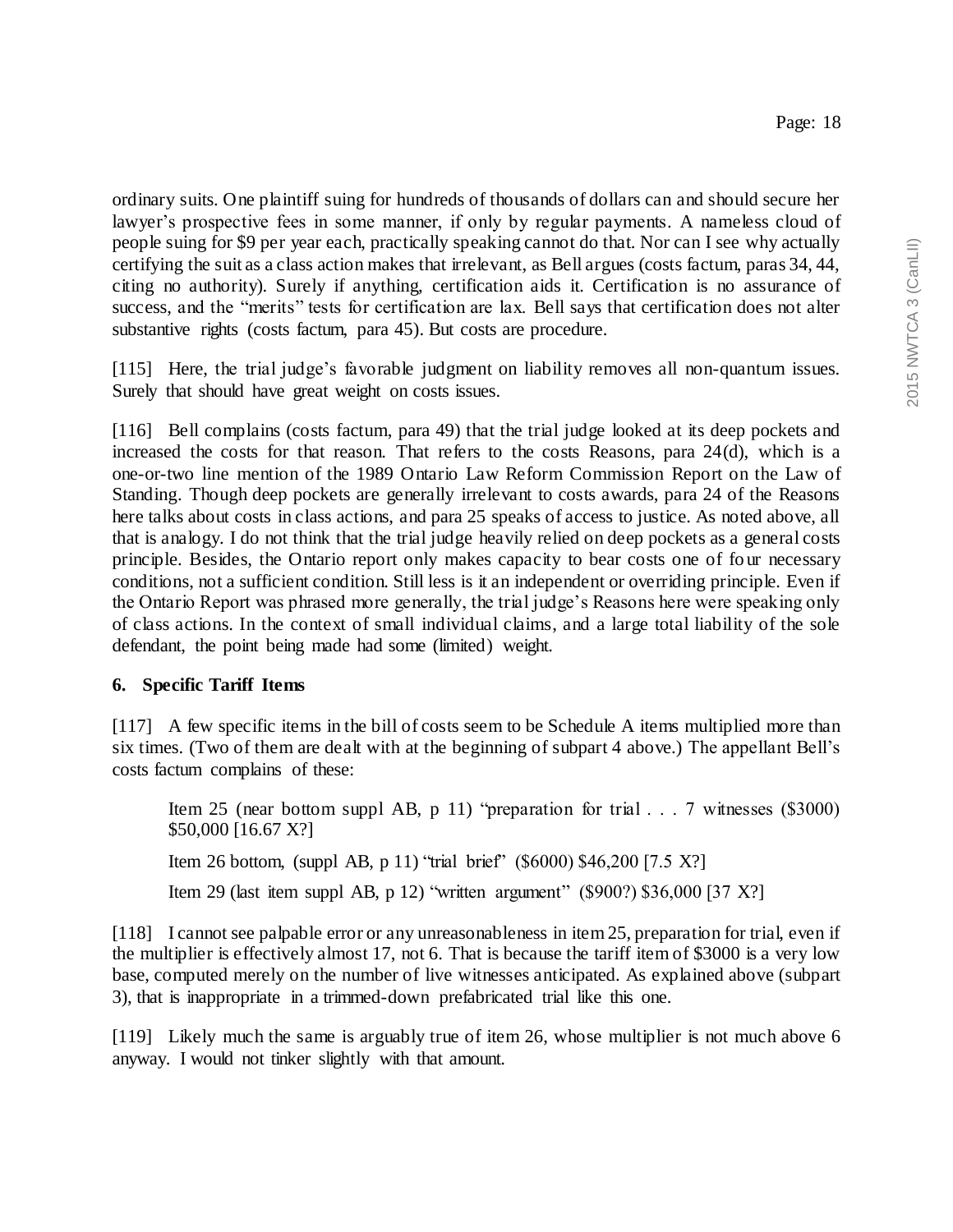ordinary suits. One plaintiff suing for hundreds of thousands of dollars can and should secure her lawyer's prospective fees in some manner, if only by regular payments. A nameless cloud of people suing for $9 per year each, practically speaking cannot do that. Nor can I see why actually certifying the suit as a class action makes that irrelevant, as Bell argues (costs factum, paras 34, 44, citing no authority). Surely if anything, certification aids it. Certification is no assurance of success, and the "merits" tests for certification are lax. Bell says that certification does not alter substantive rights (costs factum, para 45). But costs are procedure.

[115] Here, the trial judge's favorable judgment on liability removes all non-quantum issues. Surely that should have great weight on costs issues.

[116] Bell complains (costs factum, para 49) that the trial judge looked at its deep pockets and increased the costs for that reason. That refers to the costs Reasons, para 24(d), which is a one-or-two line mention of the 1989 Ontario Law Reform Commission Report on the Law of Standing. Though deep pockets are generally irrelevant to costs awards, para 24 of the Reasons here talks about costs in class actions, and para 25 speaks of access to justice. As noted above, all that is analogy. I do not think that the trial judge heavily relied on deep pockets as a general costs principle. Besides, the Ontario report only makes capacity to bear costs one of four necessary conditions, not a sufficient condition. Still less is it an independent or overriding principle. Even if the Ontario Report was phrased more generally, the trial judge's Reasons here were speaking only of class actions. In the context of small individual claims, and a large total liability of the sole defendant, the point being made had some (limited) weight.

**6. Specific Tariff Items**

[117] A few specific items in the bill of costs seem to be Schedule A items multiplied more than six times. (Two of them are dealt with at the beginning of subpart 4 above.) The appellant Bell's costs factum complains of these:

> Item 25 (near bottom suppl AB, p 11) "preparation for trial . . . 7 witnesses ($3000) $50,000 [16.67 X?]
>
> Item 26 bottom, (suppl AB, p 11) "trial brief" ($6000) $46,200 [7.5 X?]
>
> Item 29 (last item suppl AB, p 12) "written argument" ($900?) $36,000 [37 X?]

[118] I cannot see palpable error or any unreasonableness in item 25, preparation for trial, even if the multiplier is effectively almost 17, not 6. That is because the tariff item of $3000 is a very low base, computed merely on the number of live witnesses anticipated. As explained above (subpart 3), that is inappropriate in a trimmed-down prefabricated trial like this one.

[119] Likely much the same is arguably true of item 26, whose multiplier is not much above 6 anyway. I would not tinker slightly with that amount.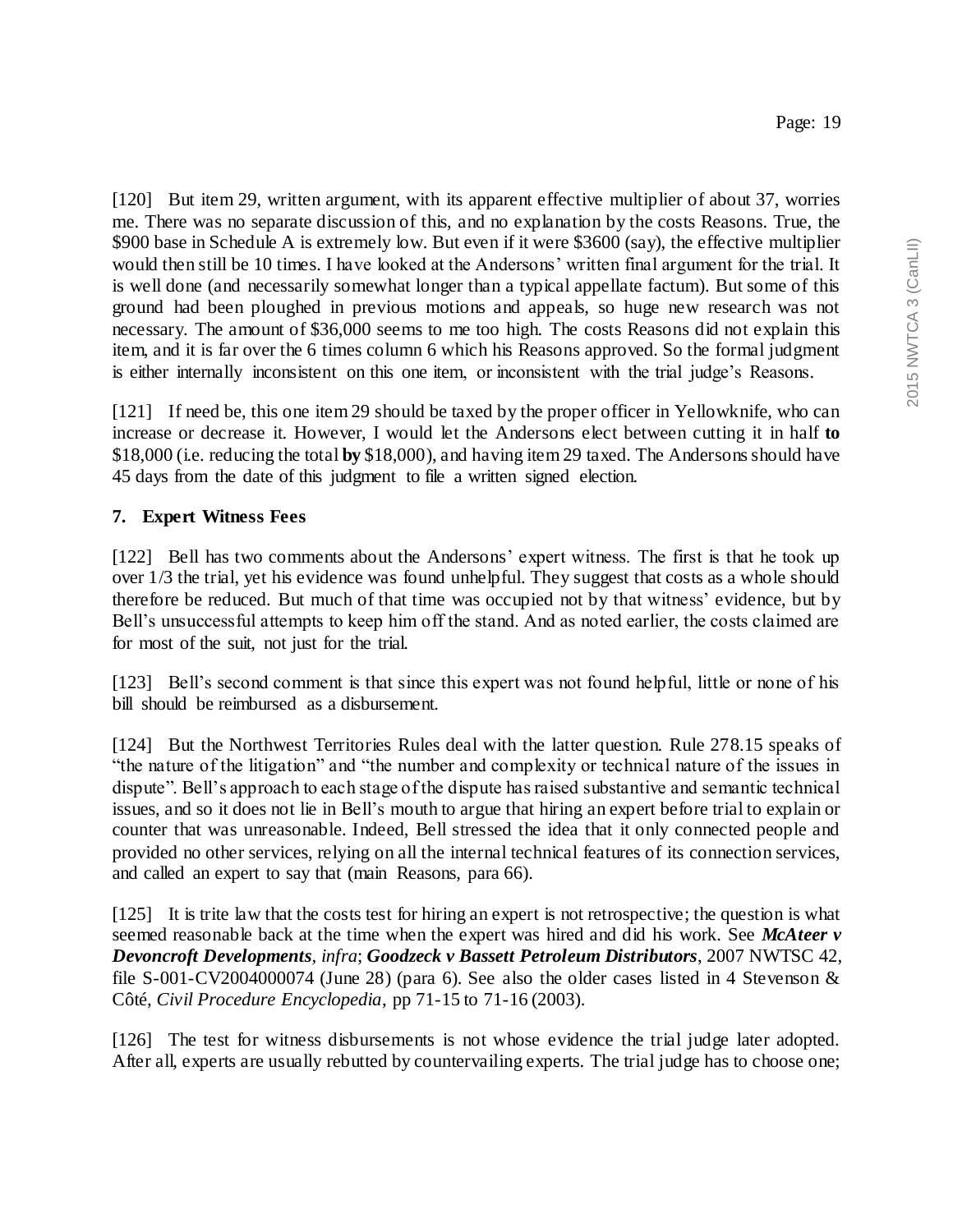[120] But item 29, written argument, with its apparent effective multiplier of about 37, worries me. There was no separate discussion of this, and no explanation by the costs Reasons. True, the $900 base in Schedule A is extremely low. But even if it were $3600 (say), the effective multiplier would then still be 10 times. I have looked at the Andersons' written final argument for the trial. It is well done (and necessarily somewhat longer than a typical appellate factum). But some of this ground had been ploughed in previous motions and appeals, so huge new research was not necessary. The amount of $36,000 seems to me too high. The costs Reasons did not explain this item, and it is far over the 6 times column 6 which his Reasons approved. So the formal judgment is either internally inconsistent on this one item, or inconsistent with the trial judge's Reasons.

[121] If need be, this one item 29 should be taxed by the proper officer in Yellowknife, who can increase or decrease it. However, I would let the Andersons elect between cutting it in half **to** $18,000 (i.e. reducing the total **by** $18,000), and having item 29 taxed. The Andersons should have 45 days from the date of this judgment to file a written signed election.

**7. Expert Witness Fees**

[122] Bell has two comments about the Andersons' expert witness. The first is that he took up over 1/3 the trial, yet his evidence was found unhelpful. They suggest that costs as a whole should therefore be reduced. But much of that time was occupied not by that witness' evidence, but by Bell's unsuccessful attempts to keep him off the stand. And as noted earlier, the costs claimed are for most of the suit, not just for the trial.

[123] Bell's second comment is that since this expert was not found helpful, little or none of his bill should be reimbursed as a disbursement.

[124] But the Northwest Territories Rules deal with the latter question. Rule 278.15 speaks of "the nature of the litigation" and "the number and complexity or technical nature of the issues in dispute". Bell's approach to each stage of the dispute has raised substantive and semantic technical issues, and so it does not lie in Bell's mouth to argue that hiring an expert before trial to explain or counter that was unreasonable. Indeed, Bell stressed the idea that it only connected people and provided no other services, relying on all the internal technical features of its connection services, and called an expert to say that (main Reasons, para 66).

[125] It is trite law that the costs test for hiring an expert is not retrospective; the question is what seemed reasonable back at the time when the expert was hired and did his work. See ***McAteer v Devoncroft Developments***, *infra*; ***Goodzeck v Bassett Petroleum Distributors***, 2007 NWTSC 42, file S-001-CV2004000074 (June 28) (para 6). See also the older cases listed in 4 Stevenson & Côté, *Civil Procedure Encyclopedia*, pp 71-15 to 71-16 (2003).

[126] The test for witness disbursements is not whose evidence the trial judge later adopted. After all, experts are usually rebutted by countervailing experts. The trial judge has to choose one;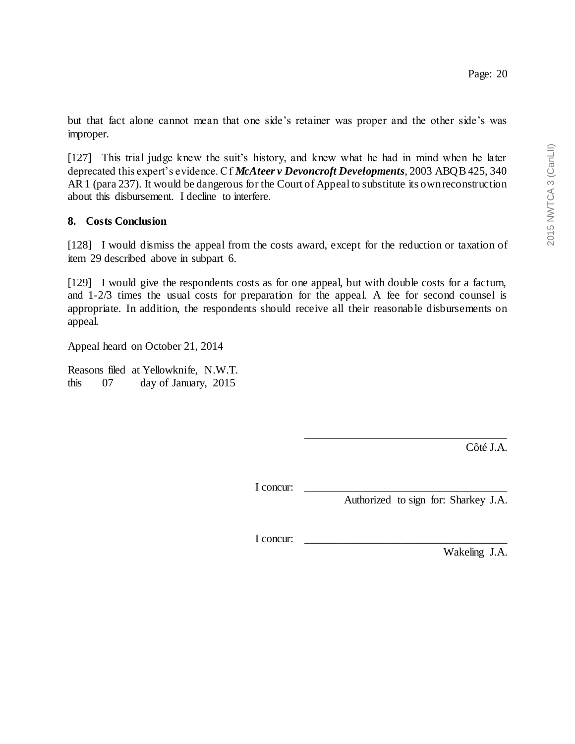but that fact alone cannot mean that one side's retainer was proper and the other side's was improper.

[127] This trial judge knew the suit's history, and knew what he had in mind when he later deprecated this expert's evidence. Cf ***McAteer v Devoncroft Developments***, 2003 ABQB 425, 340 AR 1 (para 237). It would be dangerous for the Court of Appeal to substitute its own reconstruction about this disbursement. I decline to interfere.

### 8. Costs Conclusion

[128] I would dismiss the appeal from the costs award, except for the reduction or taxation of item 29 described above in subpart 6.

[129] I would give the respondents costs as for one appeal, but with double costs for a factum, and 1-2/3 times the usual costs for preparation for the appeal. A fee for second counsel is appropriate. In addition, the respondents should receive all their reasonable disbursements on appeal.

Appeal heard on October 21, 2014

Reasons filed at Yellowknife, N.W.T.
this 07 day of January, 2015

_______________________________
Côté J.A.

I concur: _______________________________
Authorized to sign for: Sharkey J.A.

I concur: _______________________________
Wakeling J.A.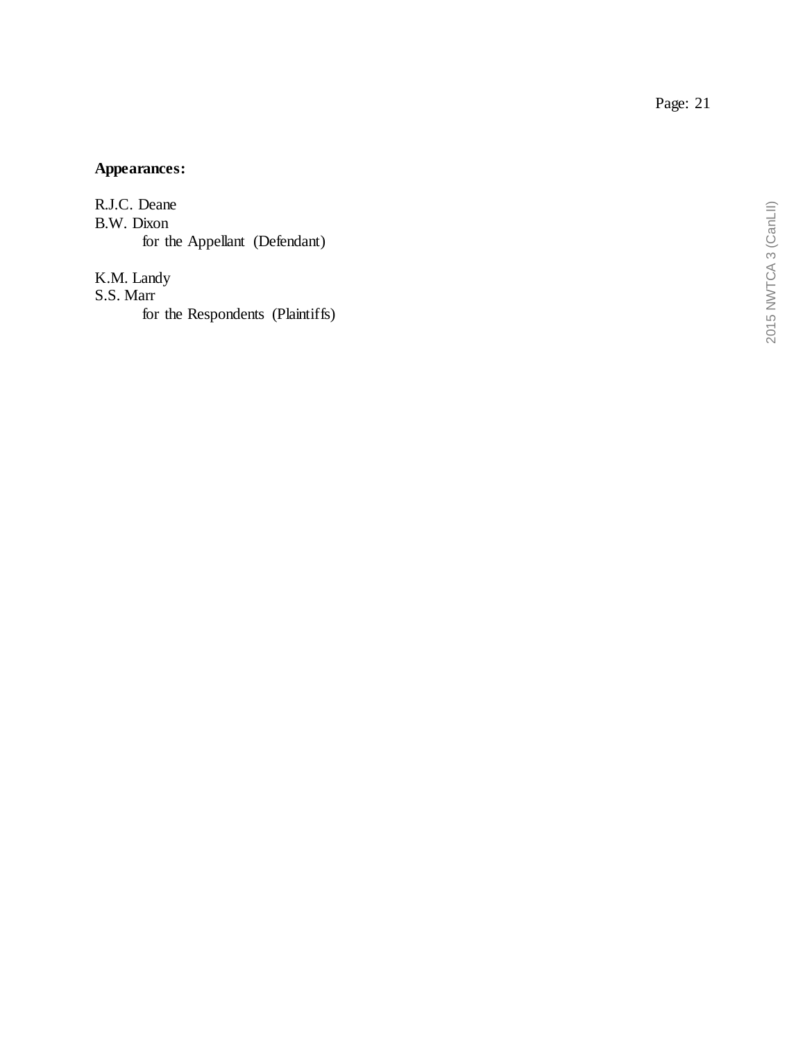**Appearances:**

R.J.C. Deane
B.W. Dixon
for the Appellant (Defendant)

K.M. Landy
S.S. Marr
for the Respondents (Plaintiffs)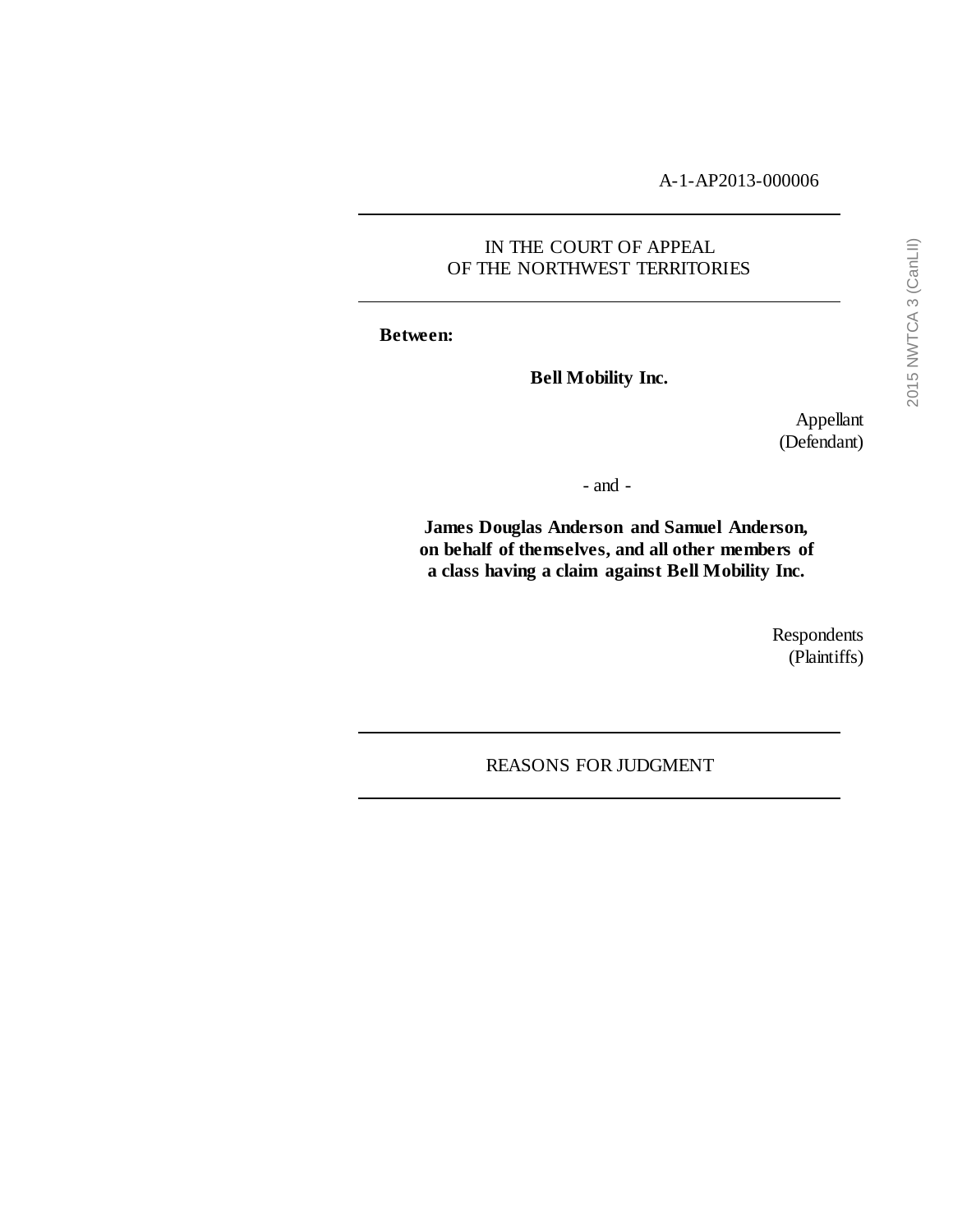A-1-AP2013-000006

IN THE COURT OF APPEAL
OF THE NORTHWEST TERRITORIES

**Between:**

**Bell Mobility Inc.**

Appellant
(Defendant)

- and -

**James Douglas Anderson and Samuel Anderson, on behalf of themselves, and all other members of a class having a claim against Bell Mobility Inc.**

Respondents
(Plaintiffs)

REASONS FOR JUDGMENT